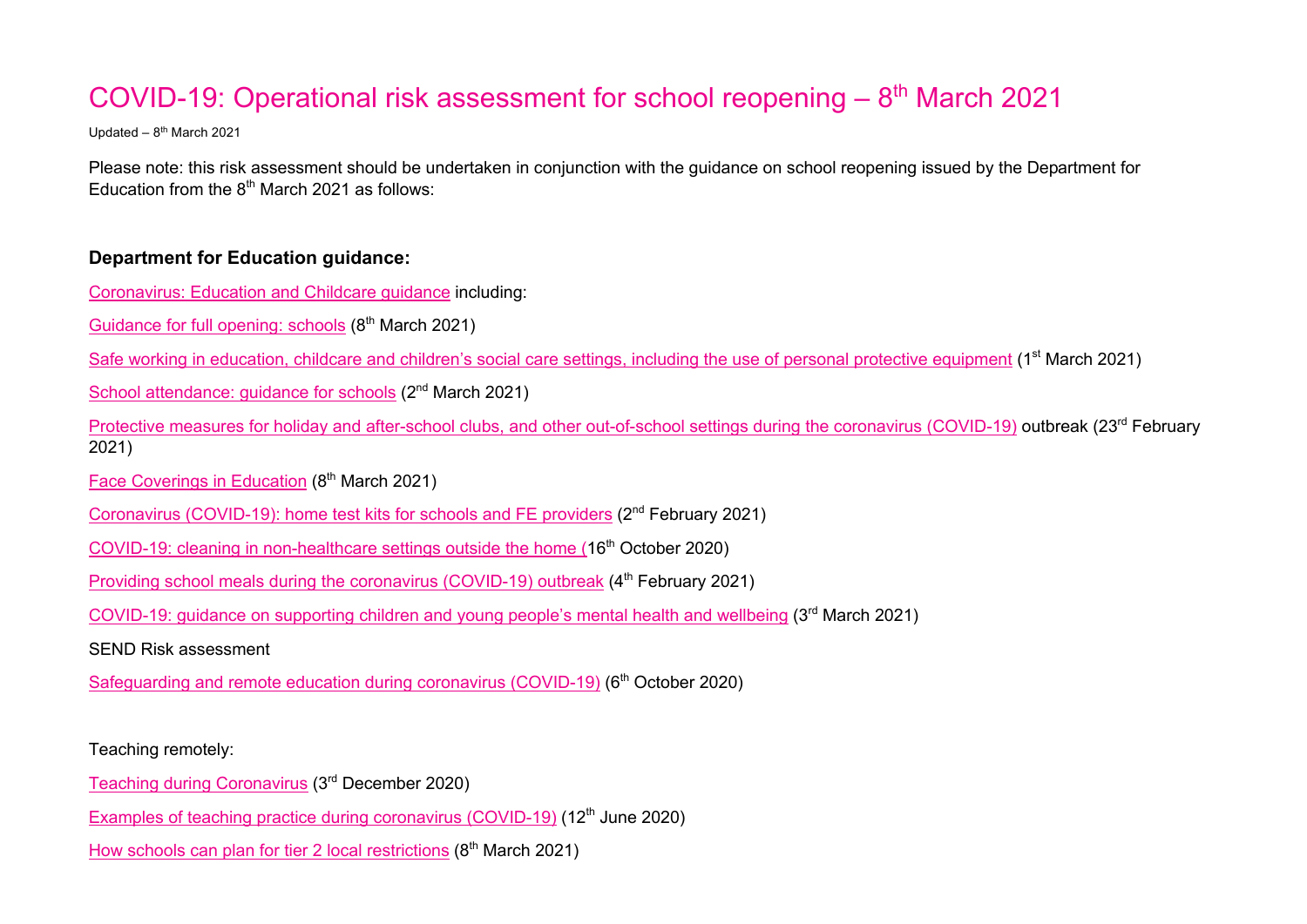# COVID-19: Operational risk assessment for school reopening – 8th March 2021

Updated – 8th March 2021

Please note: this risk assessment should be undertaken in conjunction with the guidance on school reopening issued by the Department for Education from the 8th March 2021 as follows:

**Department for Education guidance:**

Coronavirus: Education and Childcare guidance including:

Guidance for full opening: schools (8th March 2021)

Safe working in education, childcare and children's social care settings, including the use of personal protective equipment (1st March 2021)

School attendance: guidance for schools (2nd March 2021)

Protective measures for holiday and after-school clubs, and other out-of-school settings during the coronavirus (COVID-19) outbreak (23rd February 2021)

Face Coverings in Education (8th March 2021)

Coronavirus (COVID-19): home test kits for schools and FE providers (2nd February 2021)

COVID-19: cleaning in non-healthcare settings outside the home (16th October 2020)

Providing school meals during the coronavirus (COVID-19) outbreak (4th February 2021)

COVID-19: guidance on supporting children and young people's mental health and wellbeing (3rd March 2021)

SEND Risk assessment

Safeguarding and remote education during coronavirus (COVID-19) (6th October 2020)

Teaching remotely:

Teaching during Coronavirus (3rd December 2020)

Examples of teaching practice during coronavirus (COVID-19) (12th June 2020)

How schools can plan for tier 2 local restrictions (8th March 2021)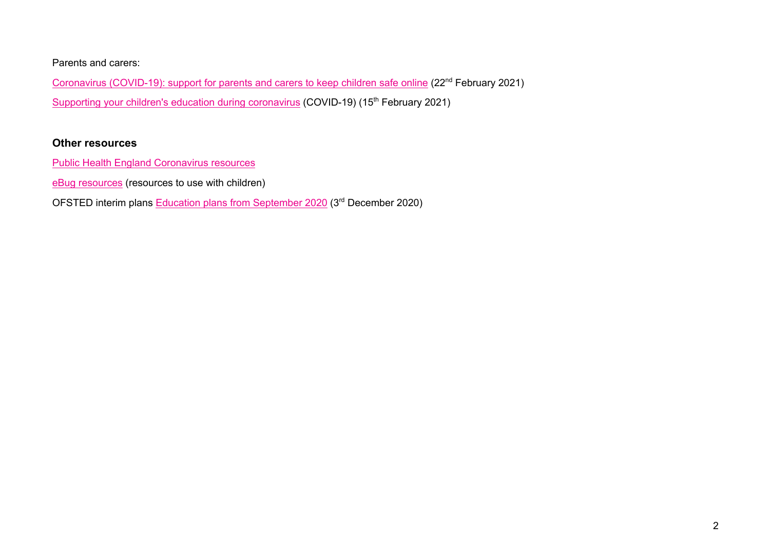Parents and carers:

Coronavirus (COVID-19): support for parents and carers to keep children safe online (22nd February 2021)

Supporting your children's education during coronavirus (COVID-19) (15th February 2021)

## Other resources

Public Health England Coronavirus resources

eBug resources (resources to use with children)

OFSTED interim plans Education plans from September 2020 (3rd December 2020)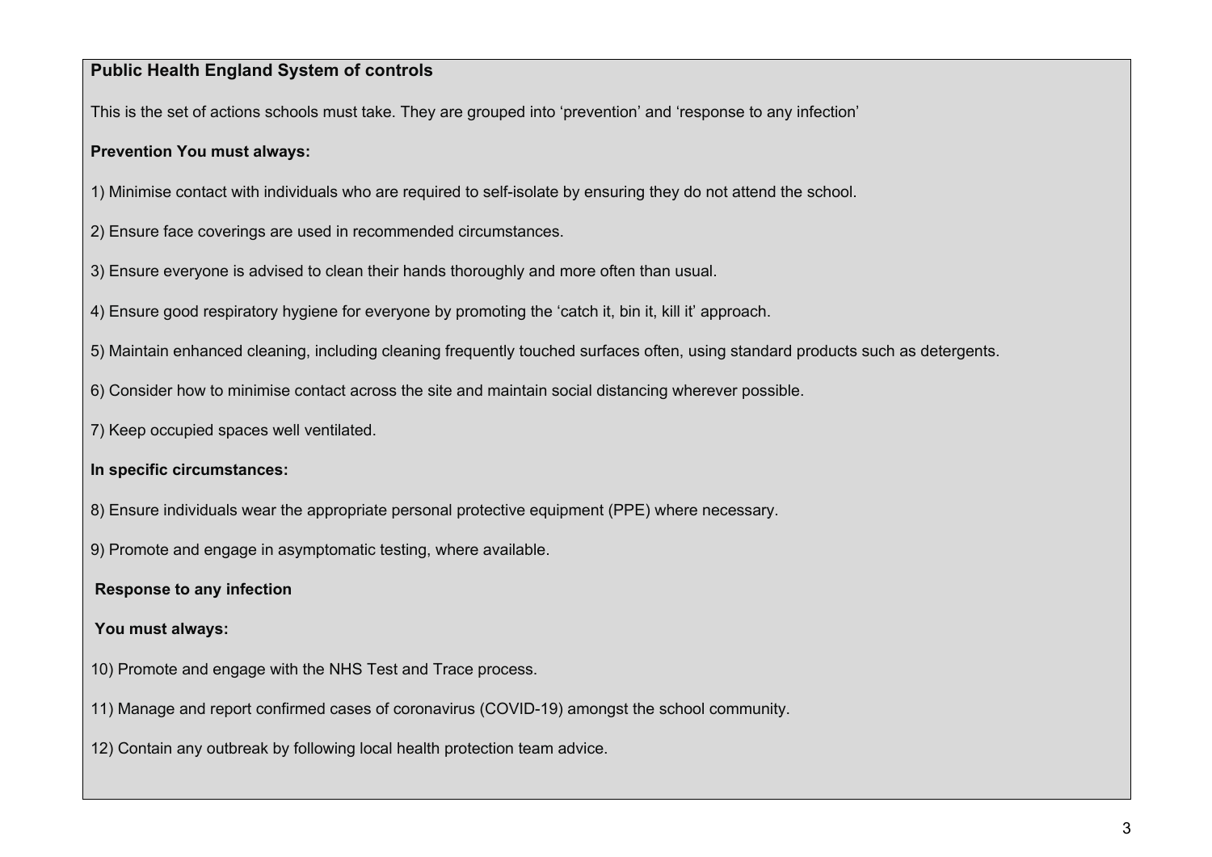**Public Health England System of controls**

This is the set of actions schools must take. They are grouped into 'prevention' and 'response to any infection'

**Prevention You must always:**

1) Minimise contact with individuals who are required to self-isolate by ensuring they do not attend the school.

2) Ensure face coverings are used in recommended circumstances.

3) Ensure everyone is advised to clean their hands thoroughly and more often than usual.

4) Ensure good respiratory hygiene for everyone by promoting the 'catch it, bin it, kill it' approach.

5) Maintain enhanced cleaning, including cleaning frequently touched surfaces often, using standard products such as detergents.

6) Consider how to minimise contact across the site and maintain social distancing wherever possible.

7) Keep occupied spaces well ventilated.

**In specific circumstances:**

8) Ensure individuals wear the appropriate personal protective equipment (PPE) where necessary.

9) Promote and engage in asymptomatic testing, where available.

**Response to any infection**

**You must always:**

10) Promote and engage with the NHS Test and Trace process.

11) Manage and report confirmed cases of coronavirus (COVID-19) amongst the school community.

12) Contain any outbreak by following local health protection team advice.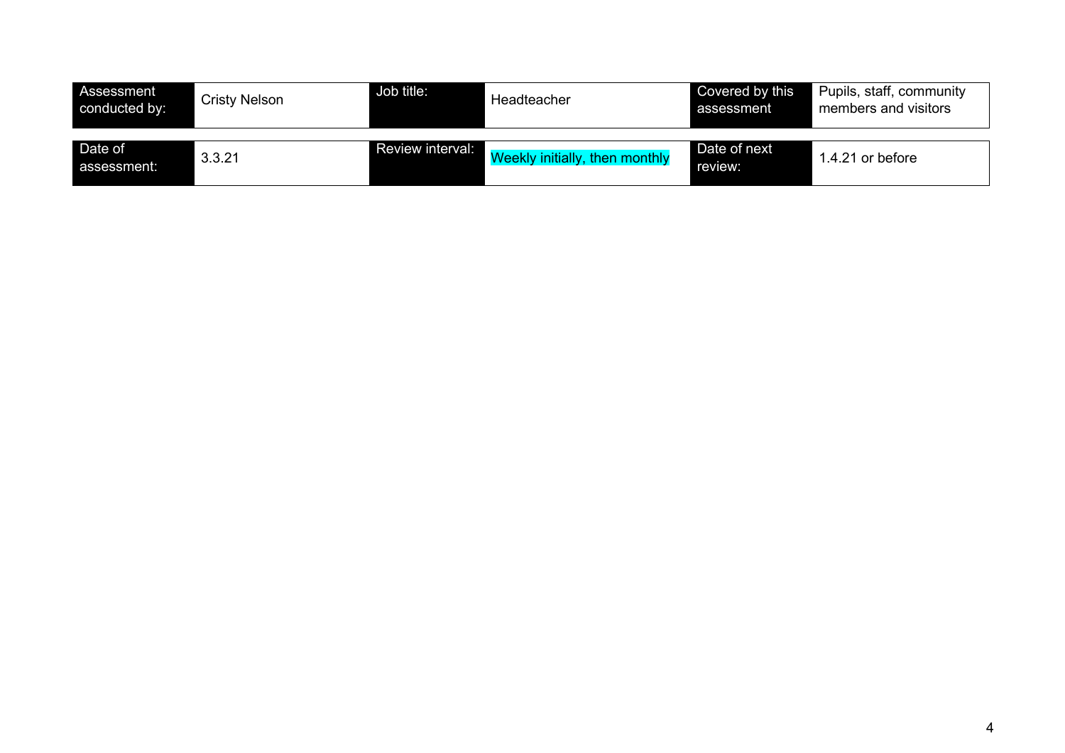| Assessment conducted by: | Cristy Nelson | Job title: | Headteacher | Covered by this assessment | Pupils, staff, community members and visitors |
|---|---|---|---|---|---|
| Date of assessment: | 3.3.21 | Review interval: | Weekly initially, then monthly | Date of next review: | 1.4.21 or before |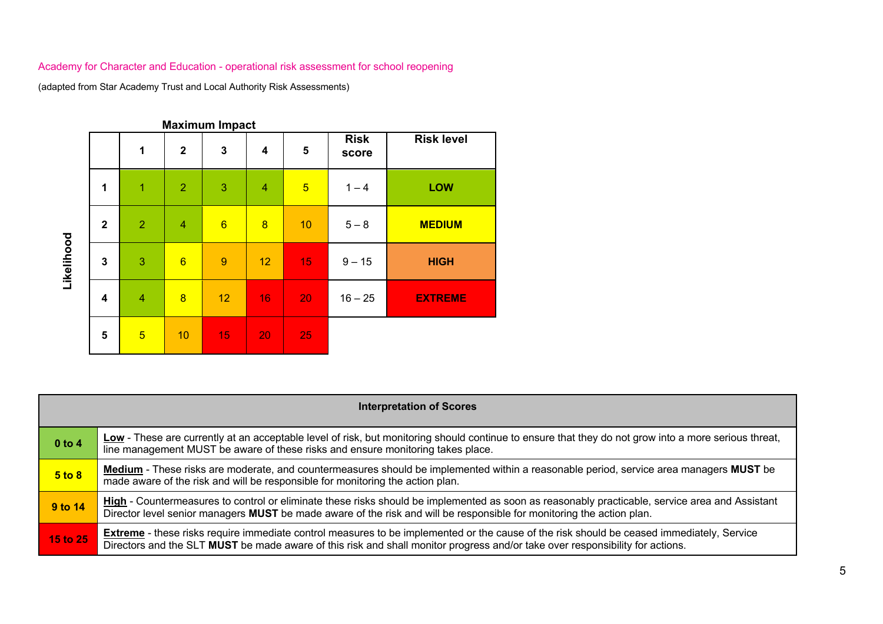Academy for Character and Education - operational risk assessment for school reopening

(adapted from Star Academy Trust and Local Authority Risk Assessments)

**Maximum Impact**

| Likelihood | 1 | 2 | 3 | 4 | 5 | Risk score | Risk level |
|---|---|---|---|---|---|---|---|
| 1 | 1 | 2 | 3 | 4 | 5 | 1 – 4 | **LOW** |
| 2 | 2 | 4 | 6 | 8 | 10 | 5 – 8 | **MEDIUM** |
| 3 | 3 | 6 | 9 | 12 | 15 | 9 – 15 | **HIGH** |
| 4 | 4 | 8 | 12 | 16 | 20 | 16 – 25 | **EXTREME** |
| 5 | 5 | 10 | 15 | 20 | 25 | | |

| Interpretation of Scores | |
|---|---|
| **0 to 4** | **Low** - These are currently at an acceptable level of risk, but monitoring should continue to ensure that they do not grow into a more serious threat, line management MUST be aware of these risks and ensure monitoring takes place. |
| **5 to 8** | **Medium** - These risks are moderate, and countermeasures should be implemented within a reasonable period, service area managers **MUST** be made aware of the risk and will be responsible for monitoring the action plan. |
| **9 to 14** | **High** - Countermeasures to control or eliminate these risks should be implemented as soon as reasonably practicable, service area and Assistant Director level senior managers **MUST** be made aware of the risk and will be responsible for monitoring the action plan. |
| **15 to 25** | **Extreme** - these risks require immediate control measures to be implemented or the cause of the risk should be ceased immediately, Service Directors and the SLT **MUST** be made aware of this risk and shall monitor progress and/or take over responsibility for actions. |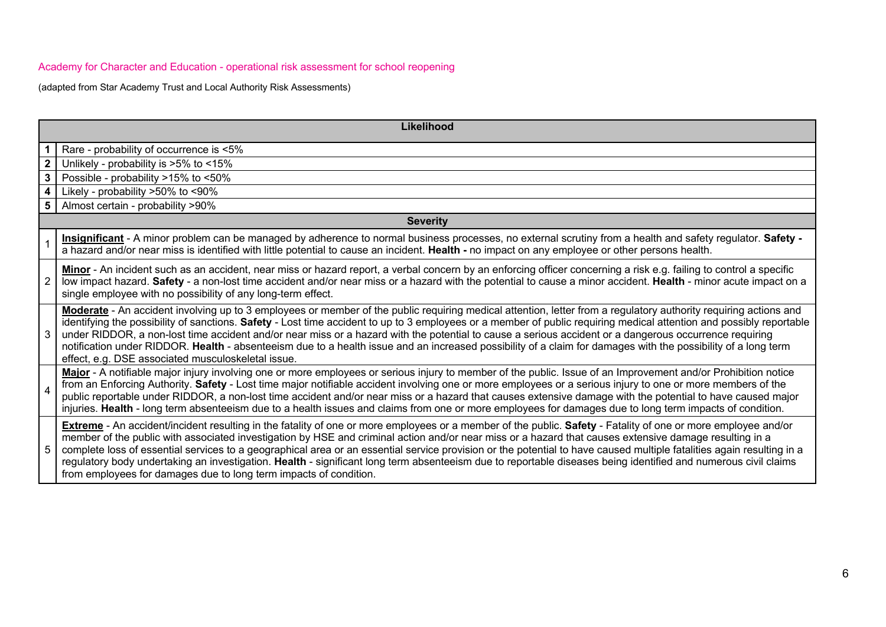Academy for Character and Education - operational risk assessment for school reopening

(adapted from Star Academy Trust and Local Authority Risk Assessments)

| **Likelihood** | |
|---|---|
| **1** | Rare - probability of occurrence is <5% |
| **2** | Unlikely - probability is >5% to <15% |
| **3** | Possible - probability >15% to <50% |
| **4** | Likely - probability >50% to <90% |
| **5** | Almost certain - probability >90% |
| **Severity** | |
| 1 | **Insignificant** - A minor problem can be managed by adherence to normal business processes, no external scrutiny from a health and safety regulator. **Safety -** a hazard and/or near miss is identified with little potential to cause an incident. **Health -** no impact on any employee or other persons health. |
| 2 | **Minor** - An incident such as an accident, near miss or hazard report, a verbal concern by an enforcing officer concerning a risk e.g. failing to control a specific low impact hazard. **Safety** - a non-lost time accident and/or near miss or a hazard with the potential to cause a minor accident. **Health** - minor acute impact on a single employee with no possibility of any long-term effect. |
| 3 | **Moderate** - An accident involving up to 3 employees or member of the public requiring medical attention, letter from a regulatory authority requiring actions and identifying the possibility of sanctions. **Safety** - Lost time accident to up to 3 employees or a member of public requiring medical attention and possibly reportable under RIDDOR, a non-lost time accident and/or near miss or a hazard with the potential to cause a serious accident or a dangerous occurrence requiring notification under RIDDOR. **Health** - absenteeism due to a health issue and an increased possibility of a claim for damages with the possibility of a long term effect, e.g. DSE associated musculoskeletal issue. |
| 4 | **Major** - A notifiable major injury involving one or more employees or serious injury to member of the public. Issue of an Improvement and/or Prohibition notice from an Enforcing Authority. **Safety** - Lost time major notifiable accident involving one or more employees or a serious injury to one or more members of the public reportable under RIDDOR, a non-lost time accident and/or near miss or a hazard that causes extensive damage with the potential to have caused major injuries. **Health** - long term absenteeism due to a health issues and claims from one or more employees for damages due to long term impacts of condition. |
| 5 | **Extreme** - An accident/incident resulting in the fatality of one or more employees or a member of the public. **Safety** - Fatality of one or more employee and/or member of the public with associated investigation by HSE and criminal action and/or near miss or a hazard that causes extensive damage resulting in a complete loss of essential services to a geographical area or an essential service provision or the potential to have caused multiple fatalities again resulting in a regulatory body undertaking an investigation. **Health** - significant long term absenteeism due to reportable diseases being identified and numerous civil claims from employees for damages due to long term impacts of condition. |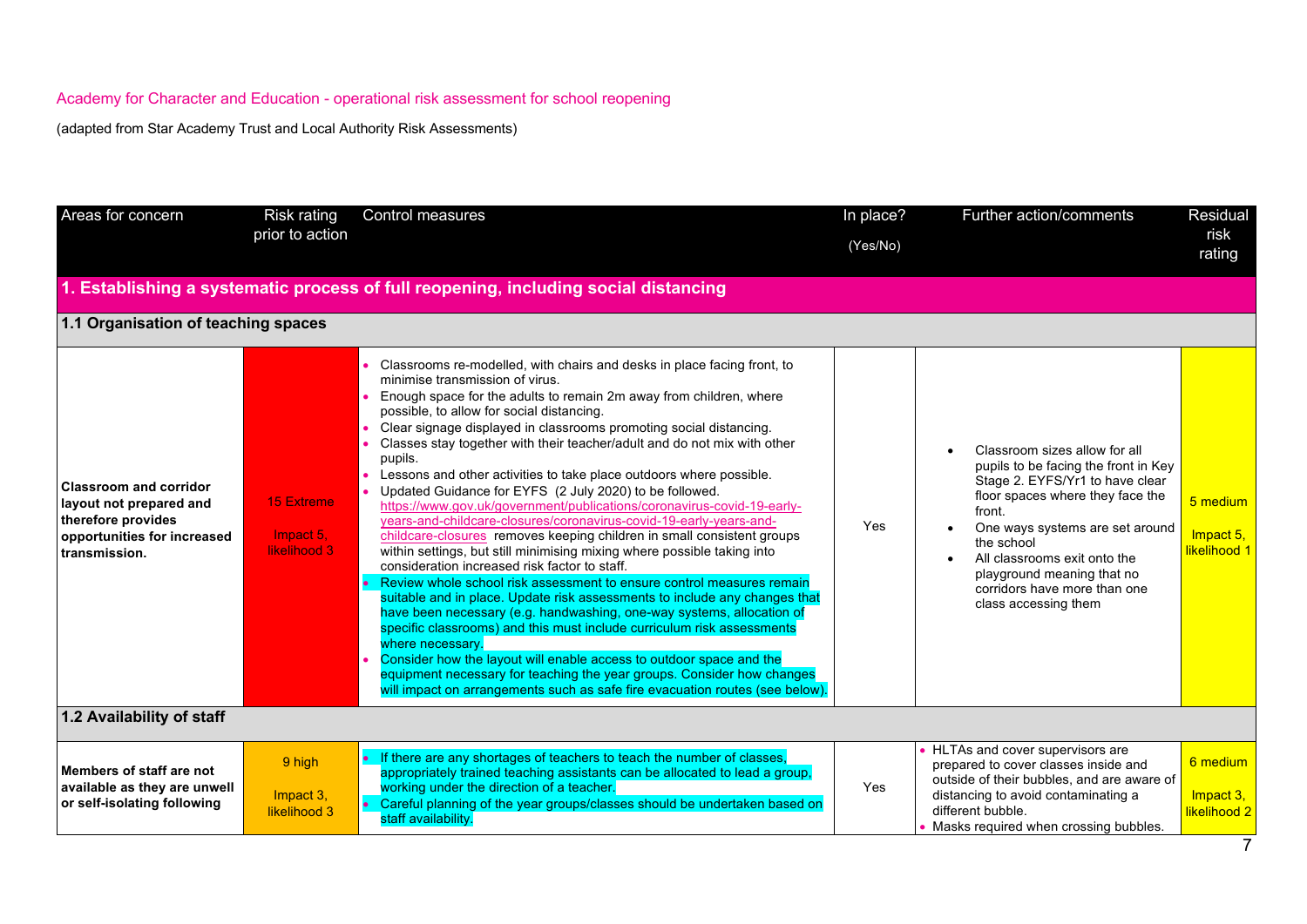Academy for Character and Education - operational risk assessment for school reopening

(adapted from Star Academy Trust and Local Authority Risk Assessments)

| Areas for concern | Risk rating prior to action | Control measures | In place? (Yes/No) | Further action/comments | Residual risk rating |
|---|---|---|---|---|---|
| **1. Establishing a systematic process of full reopening, including social distancing** | | | | | |
| **1.1 Organisation of teaching spaces** | | | | | |
| **Classroom and corridor layout not prepared and therefore provides opportunities for increased transmission.** | 15 Extreme<br><br>Impact 5, likelihood 3 | • Classrooms re-modelled, with chairs and desks in place facing front, to minimise transmission of virus.<br>• Enough space for the adults to remain 2m away from children, where possible, to allow for social distancing.<br>• Clear signage displayed in classrooms promoting social distancing.<br>• Classes stay together with their teacher/adult and do not mix with other pupils.<br>• Lessons and other activities to take place outdoors where possible.<br>• Updated Guidance for EYFS (2 July 2020) to be followed. https://www.gov.uk/government/publications/coronavirus-covid-19-early-years-and-childcare-closures/coronavirus-covid-19-early-years-and-childcare-closures removes keeping children in small consistent groups within settings, but still minimising mixing where possible taking into consideration increased risk factor to staff.<br>• Review whole school risk assessment to ensure control measures remain suitable and in place. Update risk assessments to include any changes that have been necessary (e.g. handwashing, one-way systems, allocation of specific classrooms) and this must include curriculum risk assessments where necessary.<br>• Consider how the layout will enable access to outdoor space and the equipment necessary for teaching the year groups. Consider how changes will impact on arrangements such as safe fire evacuation routes (see below). | Yes | • Classroom sizes allow for all pupils to be facing the front in Key Stage 2. EYFS/Yr1 to have clear floor spaces where they face the front.<br>• One ways systems are set around the school<br>• All classrooms exit onto the playground meaning that no corridors have more than one class accessing them | 5 medium<br><br>Impact 5, likelihood 1 |
| **1.2 Availability of staff** | | | | | |
| **Members of staff are not available as they are unwell or self-isolating following** | 9 high<br><br>Impact 3, likelihood 3 | • If there are any shortages of teachers to teach the number of classes, appropriately trained teaching assistants can be allocated to lead a group, working under the direction of a teacher.<br>• Careful planning of the year groups/classes should be undertaken based on staff availability. | Yes | • HLTAs and cover supervisors are prepared to cover classes inside and outside of their bubbles, and are aware of distancing to avoid contaminating a different bubble.<br>• Masks required when crossing bubbles. | 6 medium<br><br>Impact 3, likelihood 2 |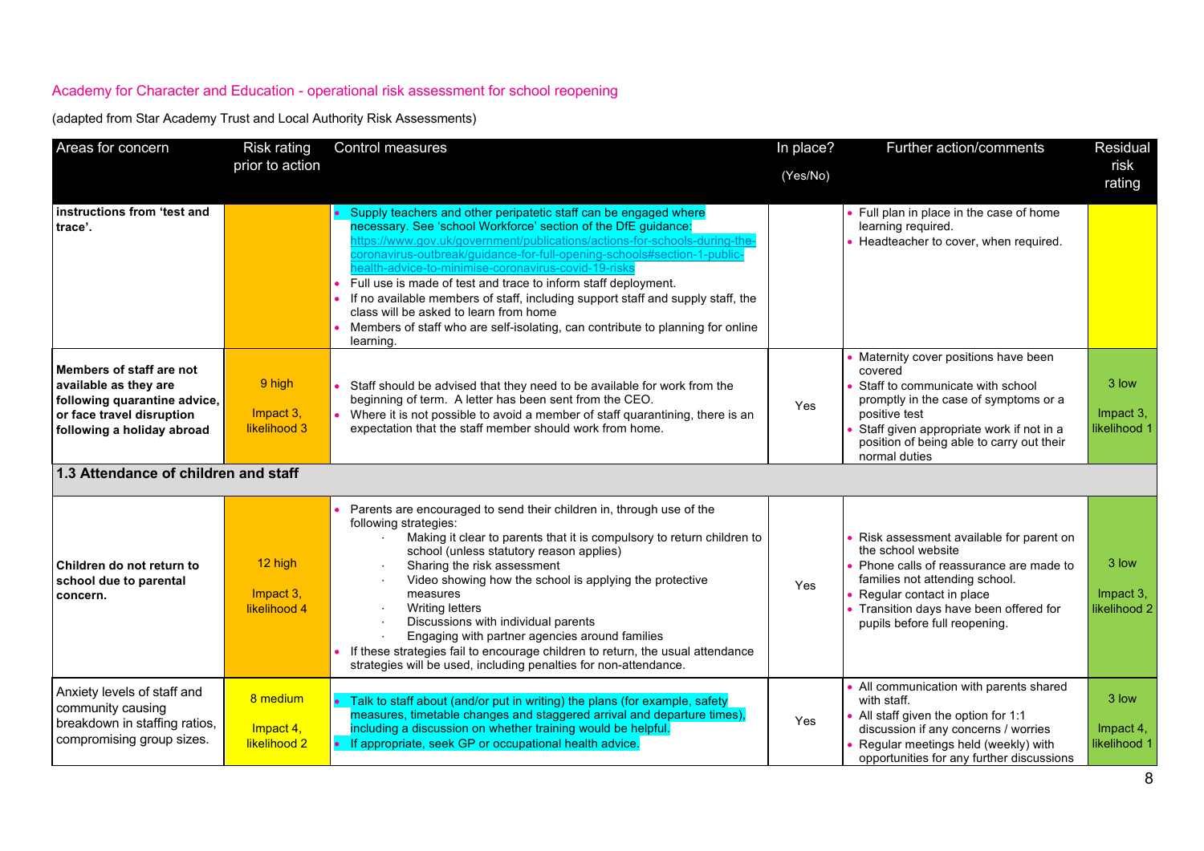Academy for Character and Education - operational risk assessment for school reopening

(adapted from Star Academy Trust and Local Authority Risk Assessments)

| Areas for concern | Risk rating prior to action | Control measures | In place? (Yes/No) | Further action/comments | Residual risk rating |
|---|---|---|---|---|---|
| **instructions from 'test and trace'.** | | • Supply teachers and other peripatetic staff can be engaged where necessary. See 'school Workforce' section of the DfE guidance: https://www.gov.uk/government/publications/actions-for-schools-during-the-coronavirus-outbreak/guidance-for-full-opening-schools#section-1-public-health-advice-to-minimise-coronavirus-covid-19-risks<br>• Full use is made of test and trace to inform staff deployment.<br>• If no available members of staff, including support staff and supply staff, the class will be asked to learn from home<br>• Members of staff who are self-isolating, can contribute to planning for online learning. | | • Full plan in place in the case of home learning required.<br>• Headteacher to cover, when required. | |
| **Members of staff are not available as they are following quarantine advice, or face travel disruption following a holiday abroad** | 9 high<br>Impact 3, likelihood 3 | • Staff should be advised that they need to be available for work from the beginning of term. A letter has been sent from the CEO.<br>• Where it is not possible to avoid a member of staff quarantining, there is an expectation that the staff member should work from home. | Yes | • Maternity cover positions have been covered<br>• Staff to communicate with school promptly in the case of symptoms or a positive test<br>• Staff given appropriate work if not in a position of being able to carry out their normal duties | 3 low<br>Impact 3, likelihood 1 |
| **1.3 Attendance of children and staff** | | | | | |
| **Children do not return to school due to parental concern.** | 12 high<br>Impact 3, likelihood 4 | • Parents are encouraged to send their children in, through use of the following strategies:<br>· Making it clear to parents that it is compulsory to return children to school (unless statutory reason applies)<br>· Sharing the risk assessment<br>· Video showing how the school is applying the protective measures<br>· Writing letters<br>· Discussions with individual parents<br>· Engaging with partner agencies around families<br>• If these strategies fail to encourage children to return, the usual attendance strategies will be used, including penalties for non-attendance. | Yes | • Risk assessment available for parent on the school website<br>• Phone calls of reassurance are made to families not attending school.<br>• Regular contact in place<br>• Transition days have been offered for pupils before full reopening. | 3 low<br>Impact 3, likelihood 2 |
| Anxiety levels of staff and community causing breakdown in staffing ratios, compromising group sizes. | 8 medium<br>Impact 4, likelihood 2 | • Talk to staff about (and/or put in writing) the plans (for example, safety measures, timetable changes and staggered arrival and departure times), including a discussion on whether training would be helpful.<br>• If appropriate, seek GP or occupational health advice. | Yes | • All communication with parents shared with staff.<br>• All staff given the option for 1:1 discussion if any concerns / worries<br>• Regular meetings held (weekly) with opportunities for any further discussions | 3 low<br>Impact 4, likelihood 1 |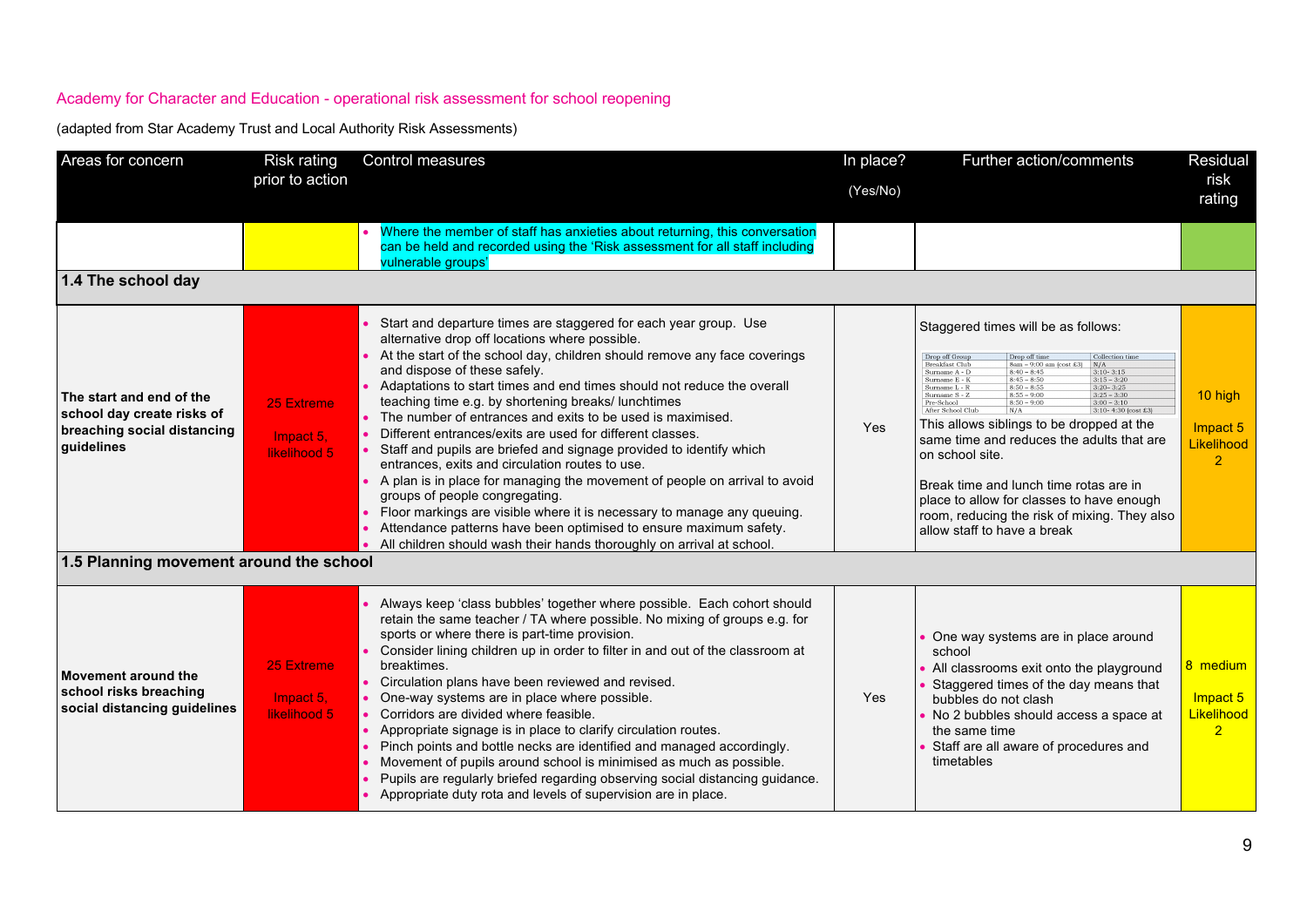Academy for Character and Education - operational risk assessment for school reopening

(adapted from Star Academy Trust and Local Authority Risk Assessments)

| Areas for concern | Risk rating prior to action | Control measures | In place? (Yes/No) | Further action/comments | Residual risk rating |
|---|---|---|---|---|---|
| | | • Where the member of staff has anxieties about returning, this conversation can be held and recorded using the 'Risk assessment for all staff including vulnerable groups' | | | |
| **1.4 The school day** | | | | | |
| **The start and end of the school day create risks of breaching social distancing guidelines** | 25 Extreme<br><br>Impact 5, likelihood 5 | • Start and departure times are staggered for each year group. Use alternative drop off locations where possible.<br>• At the start of the school day, children should remove any face coverings and dispose of these safely.<br>• Adaptations to start times and end times should not reduce the overall teaching time e.g. by shortening breaks/ lunchtimes<br>• The number of entrances and exits to be used is maximised.<br>• Different entrances/exits are used for different classes.<br>• Staff and pupils are briefed and signage provided to identify which entrances, exits and circulation routes to use.<br>• A plan is in place for managing the movement of people on arrival to avoid groups of people congregating.<br>• Floor markings are visible where it is necessary to manage any queuing.<br>• Attendance patterns have been optimised to ensure maximum safety.<br>• All children should wash their hands thoroughly on arrival at school. | Yes | Staggered times will be as follows:<br><br>Drop off Group / Drop off time / Collection time<br>Breakfast Club / 8am – 9:00 am (cost £3) / N/A<br>Surname A - D / 8:40 – 8:45 / 3:10- 3:15<br>Surname E - K / 8:45 – 8:50 / 3:15 – 3:20<br>Surname L - R / 8:50 – 8:55 / 3:20– 3:25<br>Surname S - Z / 8:55 – 9:00 / 3:25 – 3:30<br>Pre-School / 8:50 – 9:00 / 3:00 – 3:10<br>After School Club / N/A / 3:10- 4:30 (cost £3)<br><br>This allows siblings to be dropped at the same time and reduces the adults that are on school site.<br><br>Break time and lunch time rotas are in place to allow for classes to have enough room, reducing the risk of mixing. They also allow staff to have a break | 10 high<br><br>Impact 5 Likelihood 2 |
| **1.5 Planning movement around the school** | | | | | |
| **Movement around the school risks breaching social distancing guidelines** | 25 Extreme<br><br>Impact 5, likelihood 5 | • Always keep 'class bubbles' together where possible. Each cohort should retain the same teacher / TA where possible. No mixing of groups e.g. for sports or where there is part-time provision.<br>• Consider lining children up in order to filter in and out of the classroom at breaktimes.<br>• Circulation plans have been reviewed and revised.<br>• One-way systems are in place where possible.<br>• Corridors are divided where feasible.<br>• Appropriate signage is in place to clarify circulation routes.<br>• Pinch points and bottle necks are identified and managed accordingly.<br>• Movement of pupils around school is minimised as much as possible.<br>• Pupils are regularly briefed regarding observing social distancing guidance.<br>• Appropriate duty rota and levels of supervision are in place. | Yes | • One way systems are in place around school<br>• All classrooms exit onto the playground<br>• Staggered times of the day means that bubbles do not clash<br>• No 2 bubbles should access a space at the same time<br>• Staff are all aware of procedures and timetables | 8 medium<br><br>Impact 5 Likelihood 2 |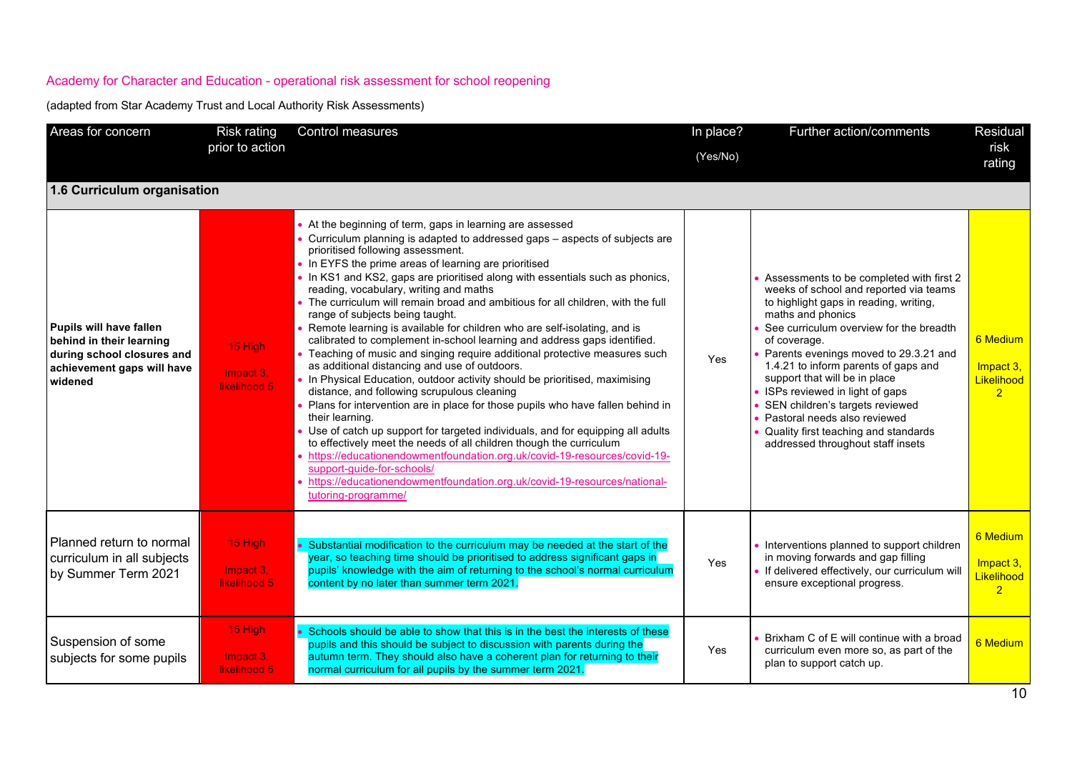Academy for Character and Education - operational risk assessment for school reopening

(adapted from Star Academy Trust and Local Authority Risk Assessments)

| Areas for concern | Risk rating prior to action | Control measures | In place? (Yes/No) | Further action/comments | Residual risk rating |
|---|---|---|---|---|---|
| **1.6 Curriculum organisation** | | | | | |
| **Pupils will have fallen behind in their learning during school closures and achievement gaps will have widened** | 15 High<br>Impact 3, likelihood 5 | • At the beginning of term, gaps in learning are assessed<br>• Curriculum planning is adapted to addressed gaps – aspects of subjects are prioritised following assessment.<br>• In EYFS the prime areas of learning are prioritised<br>• In KS1 and KS2, gaps are prioritised along with essentials such as phonics, reading, vocabulary, writing and maths<br>• The curriculum will remain broad and ambitious for all children, with the full range of subjects being taught.<br>• Remote learning is available for children who are self-isolating, and is calibrated to complement in-school learning and address gaps identified.<br>• Teaching of music and singing require additional protective measures such as additional distancing and use of outdoors.<br>• In Physical Education, outdoor activity should be prioritised, maximising distance, and following scrupulous cleaning<br>• Plans for intervention are in place for those pupils who have fallen behind in their learning.<br>• Use of catch up support for targeted individuals, and for equipping all adults to effectively meet the needs of all children though the curriculum<br>• https://educationendowmentfoundation.org.uk/covid-19-resources/covid-19-support-guide-for-schools/<br>• https://educationendowmentfoundation.org.uk/covid-19-resources/national-tutoring-programme/ | Yes | • Assessments to be completed with first 2 weeks of school and reported via teams to highlight gaps in reading, writing, maths and phonics<br>• See curriculum overview for the breadth of coverage.<br>• Parents evenings moved to 29.3.21 and 1.4.21 to inform parents of gaps and support that will be in place<br>• ISPs reviewed in light of gaps<br>• SEN children's targets reviewed<br>• Pastoral needs also reviewed<br>• Quality first teaching and standards addressed throughout staff insets | 6 Medium<br>Impact 3, Likelihood 2 |
| Planned return to normal curriculum in all subjects by Summer Term 2021 | 15 High<br>Impact 3, likelihood 5 | • Substantial modification to the curriculum may be needed at the start of the year, so teaching time should be prioritised to address significant gaps in pupils' knowledge with the aim of returning to the school's normal curriculum content by no later than summer term 2021. | Yes | • Interventions planned to support children in moving forwards and gap filling<br>• If delivered effectively, our curriculum will ensure exceptional progress. | 6 Medium<br>Impact 3, Likelihood 2 |
| Suspension of some subjects for some pupils | 15 High<br>Impact 3, likelihood 5 | • Schools should be able to show that this is in the best the interests of these pupils and this should be subject to discussion with parents during the autumn term. They should also have a coherent plan for returning to their normal curriculum for all pupils by the summer term 2021. | Yes | • Brixham C of E will continue with a broad curriculum even more so, as part of the plan to support catch up. | 6 Medium |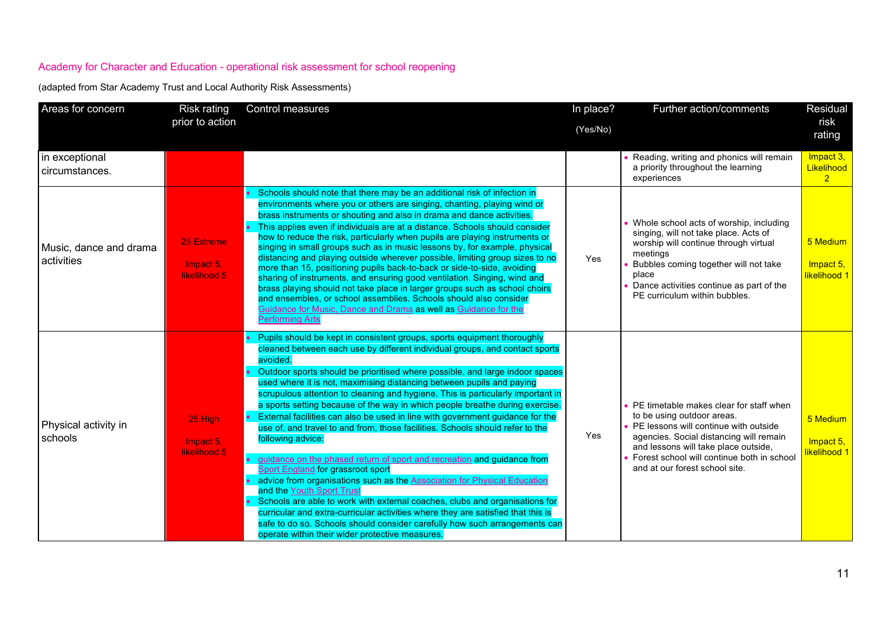Academy for Character and Education - operational risk assessment for school reopening

(adapted from Star Academy Trust and Local Authority Risk Assessments)

| Areas for concern | Risk rating prior to action | Control measures | In place? (Yes/No) | Further action/comments | Residual risk rating |
|---|---|---|---|---|---|
| in exceptional circumstances. | | | | • Reading, writing and phonics will remain a priority throughout the learning experiences | Impact 3, Likelihood 2 |
| Music, dance and drama activities | 25 Extreme<br><br>Impact 5, likelihood 5 | • Schools should note that there may be an additional risk of infection in environments where you or others are singing, chanting, playing wind or brass instruments or shouting and also in drama and dance activities.<br>• This applies even if individuals are at a distance. Schools should consider how to reduce the risk, particularly when pupils are playing instruments or singing in small groups such as in music lessons by, for example, physical distancing and playing outside wherever possible, limiting group sizes to no more than 15, positioning pupils back-to-back or side-to-side, avoiding sharing of instruments, and ensuring good ventilation. Singing, wind and brass playing should not take place in larger groups such as school choirs and ensembles, or school assemblies. Schools should also consider Guidance for Music, Dance and Drama as well as Guidance for the Performing Arts | Yes | • Whole school acts of worship, including singing, will not take place. Acts of worship will continue through virtual meetings<br>• Bubbles coming together will not take place<br>• Dance activities continue as part of the PE curriculum within bubbles. | 5 Medium<br><br>Impact 5, likelihood 1 |
| Physical activity in schools | 25 High<br><br>Impact 5, likelihood 5 | • Pupils should be kept in consistent groups, sports equipment thoroughly cleaned between each use by different individual groups, and contact sports avoided.<br>• Outdoor sports should be prioritised where possible, and large indoor spaces used where it is not, maximising distancing between pupils and paying scrupulous attention to cleaning and hygiene. This is particularly important in a sports setting because of the way in which people breathe during exercise.<br>• External facilities can also be used in line with government guidance for the use of, and travel to and from, those facilities. Schools should refer to the following advice:<br><br>• guidance on the phased return of sport and recreation and guidance from Sport England for grassroot sport<br>• advice from organisations such as the Association for Physical Education and the Youth Sport Trust<br>• Schools are able to work with external coaches, clubs and organisations for curricular and extra-curricular activities where they are satisfied that this is safe to do so. Schools should consider carefully how such arrangements can operate within their wider protective measures. | Yes | • PE timetable makes clear for staff when to be using outdoor areas.<br>• PE lessons will continue with outside agencies. Social distancing will remain and lessons will take place outside,<br>• Forest school will continue both in school and at our forest school site. | 5 Medium<br><br>Impact 5, likelihood 1 |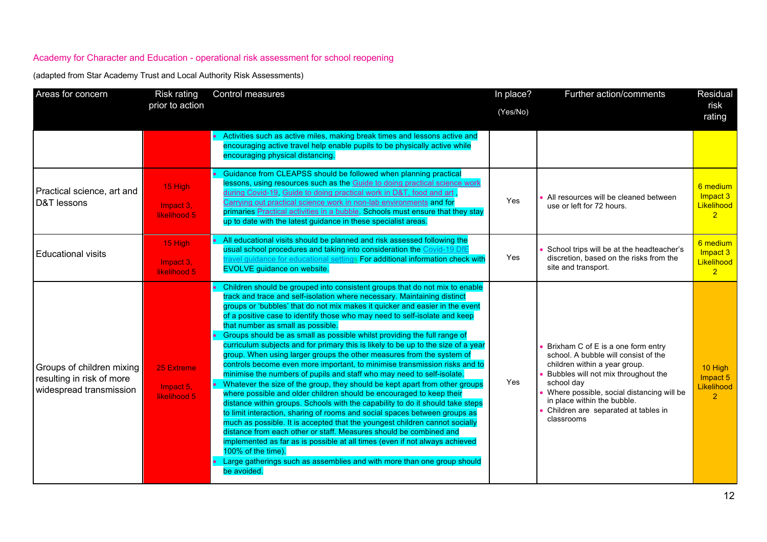Academy for Character and Education - operational risk assessment for school reopening

(adapted from Star Academy Trust and Local Authority Risk Assessments)

| Areas for concern | Risk rating prior to action | Control measures | In place? (Yes/No) | Further action/comments | Residual risk rating |
|---|---|---|---|---|---|
| | | • Activities such as active miles, making break times and lessons active and encouraging active travel help enable pupils to be physically active while encouraging physical distancing. | | | |
| Practical science, art and D&T lessons | 15 High<br><br>Impact 3, likelihood 5 | • Guidance from CLEAPSS should be followed when planning practical lessons, using resources such as the Guide to doing practical science work during Covid-19, Guide to doing practical work in D&T, food and art , Carrying out practical science work in non-lab environments and for primaries Practical activities in a bubble. Schools must ensure that they stay up to date with the latest guidance in these specialist areas. | Yes | • All resources will be cleaned between use or left for 72 hours. | 6 medium Impact 3 Likelihood 2 |
| Educational visits | 15 High<br><br>Impact 3, likelihood 5 | • All educational visits should be planned and risk assessed following the usual school procedures and taking into consideration the Covid-19 DfE travel guidance for educational settings For additional information check with EVOLVE guidance on website. | Yes | • School trips will be at the headteacher's discretion, based on the risks from the site and transport. | 6 medium Impact 3 Likelihood 2 |
| Groups of children mixing resulting in risk of more widespread transmission | 25 Extreme<br><br>Impact 5, likelihood 5 | • Children should be grouped into consistent groups that do not mix to enable track and trace and self-isolation where necessary. Maintaining distinct groups or 'bubbles' that do not mix makes it quicker and easier in the event of a positive case to identify those who may need to self-isolate and keep that number as small as possible.<br>• Groups should be as small as possible whilst providing the full range of curriculum subjects and for primary this is likely to be up to the size of a year group. When using larger groups the other measures from the system of controls become even more important, to minimise transmission risks and to minimise the numbers of pupils and staff who may need to self-isolate.<br>• Whatever the size of the group, they should be kept apart from other groups where possible and older children should be encouraged to keep their distance within groups. Schools with the capability to do it should take steps to limit interaction, sharing of rooms and social spaces between groups as much as possible. It is accepted that the youngest children cannot socially distance from each other or staff. Measures should be combined and implemented as far as is possible at all times (even if not always achieved 100% of the time).<br>• Large gatherings such as assemblies and with more than one group should be avoided. | Yes | • Brixham C of E is a one form entry school. A bubble will consist of the children within a year group.<br>• Bubbles will not mix throughout the school day<br>• Where possible, social distancing will be in place within the bubble.<br>• Children are separated at tables in classrooms | 10 High Impact 5 Likelihood 2 |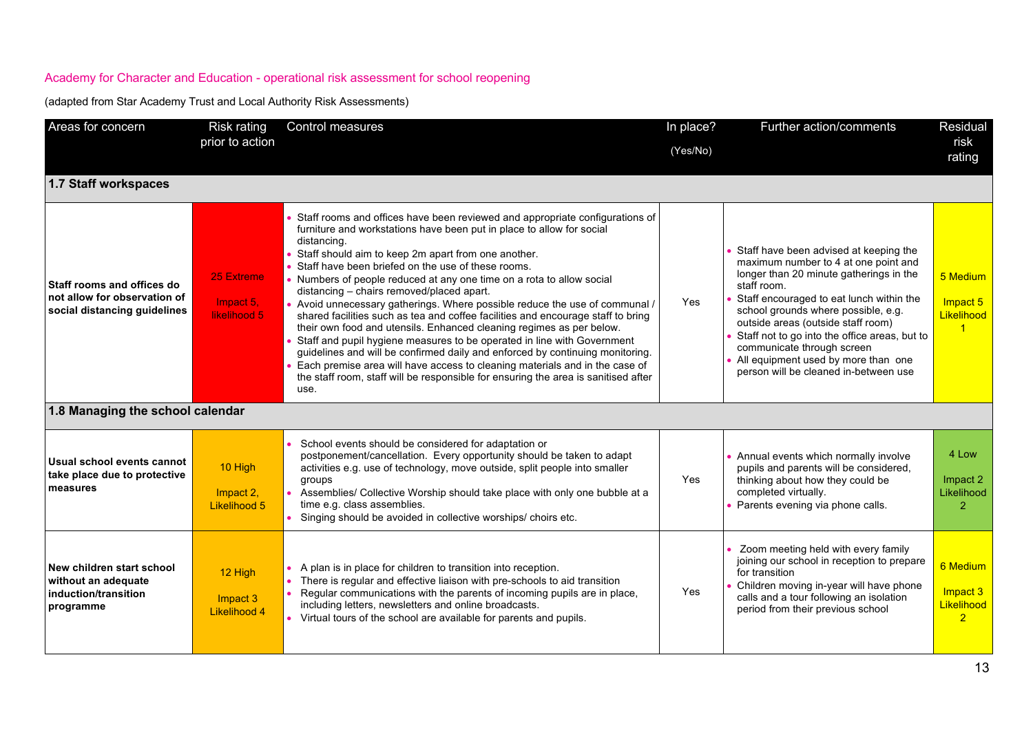Academy for Character and Education - operational risk assessment for school reopening

(adapted from Star Academy Trust and Local Authority Risk Assessments)

| Areas for concern | Risk rating prior to action | Control measures | In place? (Yes/No) | Further action/comments | Residual risk rating |
|---|---|---|---|---|---|
| **1.7 Staff workspaces** | | | | | |
| **Staff rooms and offices do not allow for observation of social distancing guidelines** | 25 Extreme<br><br>Impact 5, likelihood 5 | • Staff rooms and offices have been reviewed and appropriate configurations of furniture and workstations have been put in place to allow for social distancing.<br>• Staff should aim to keep 2m apart from one another.<br>• Staff have been briefed on the use of these rooms.<br>• Numbers of people reduced at any one time on a rota to allow social distancing – chairs removed/placed apart.<br>• Avoid unnecessary gatherings. Where possible reduce the use of communal / shared facilities such as tea and coffee facilities and encourage staff to bring their own food and utensils. Enhanced cleaning regimes as per below.<br>• Staff and pupil hygiene measures to be operated in line with Government guidelines and will be confirmed daily and enforced by continuing monitoring.<br>• Each premise area will have access to cleaning materials and in the case of the staff room, staff will be responsible for ensuring the area is sanitised after use. | Yes | • Staff have been advised at keeping the maximum number to 4 at one point and longer than 20 minute gatherings in the staff room.<br>• Staff encouraged to eat lunch within the school grounds where possible, e.g. outside areas (outside staff room)<br>• Staff not to go into the office areas, but to communicate through screen<br>• All equipment used by more than one person will be cleaned in-between use | 5 Medium<br><br>Impact 5 Likelihood 1 |
| **1.8 Managing the school calendar** | | | | | |
| **Usual school events cannot take place due to protective measures** | 10 High<br><br>Impact 2, Likelihood 5 | • School events should be considered for adaptation or postponement/cancellation. Every opportunity should be taken to adapt activities e.g. use of technology, move outside, split people into smaller groups<br>• Assemblies/ Collective Worship should take place with only one bubble at a time e.g. class assemblies.<br>• Singing should be avoided in collective worships/ choirs etc. | Yes | • Annual events which normally involve pupils and parents will be considered, thinking about how they could be completed virtually.<br>• Parents evening via phone calls. | 4 Low<br><br>Impact 2 Likelihood 2 |
| **New children start school without an adequate induction/transition programme** | 12 High<br><br>Impact 3 Likelihood 4 | • A plan is in place for children to transition into reception.<br>• There is regular and effective liaison with pre-schools to aid transition<br>• Regular communications with the parents of incoming pupils are in place, including letters, newsletters and online broadcasts.<br>• Virtual tours of the school are available for parents and pupils. | Yes | • Zoom meeting held with every family joining our school in reception to prepare for transition<br>• Children moving in-year will have phone calls and a tour following an isolation period from their previous school | 6 Medium<br><br>Impact 3 Likelihood 2 |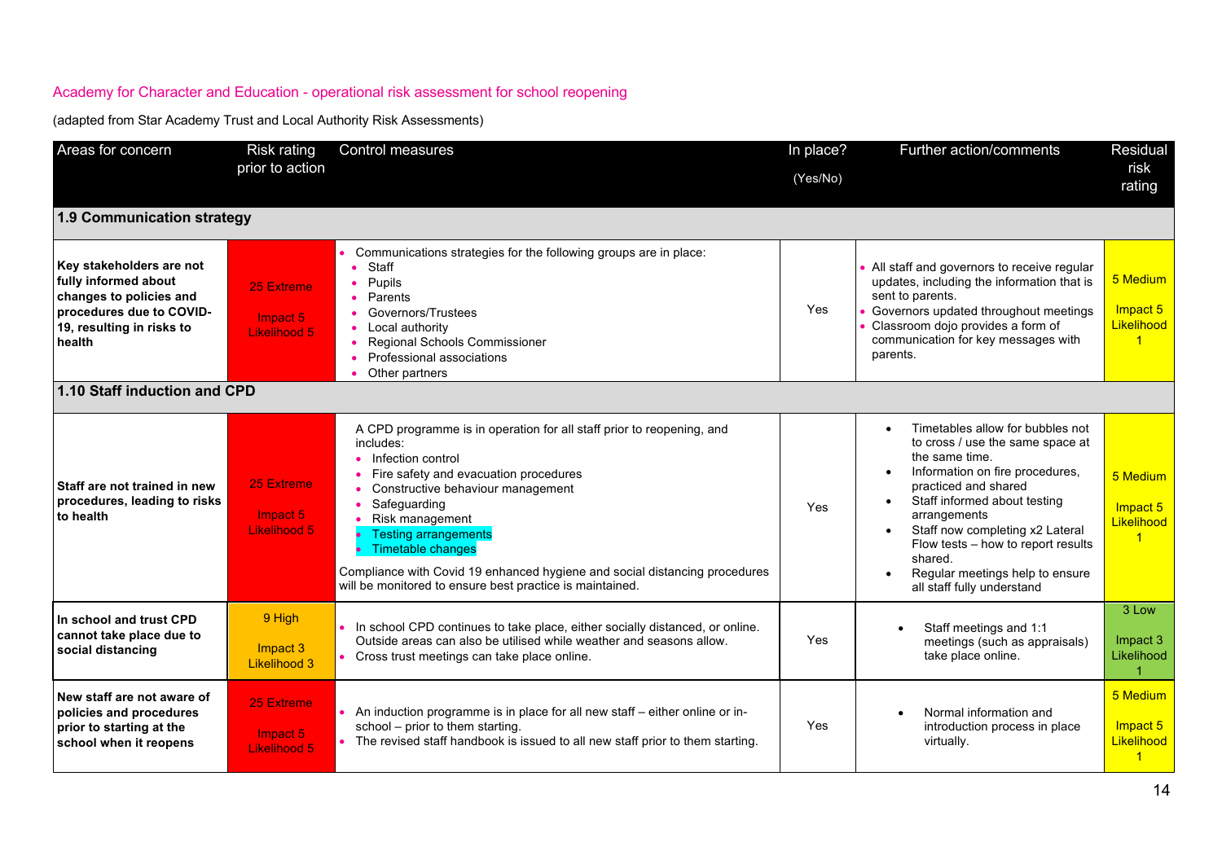Academy for Character and Education - operational risk assessment for school reopening

(adapted from Star Academy Trust and Local Authority Risk Assessments)

| Areas for concern | Risk rating prior to action | Control measures | In place? (Yes/No) | Further action/comments | Residual risk rating |
|---|---|---|---|---|---|
| **1.9 Communication strategy** | | | | | |
| **Key stakeholders are not fully informed about changes to policies and procedures due to COVID-19, resulting in risks to health** | 25 Extreme<br><br>Impact 5<br>Likelihood 5 | • Communications strategies for the following groups are in place:<br>• Staff<br>• Pupils<br>• Parents<br>• Governors/Trustees<br>• Local authority<br>• Regional Schools Commissioner<br>• Professional associations<br>• Other partners | Yes | • All staff and governors to receive regular updates, including the information that is sent to parents.<br>• Governors updated throughout meetings<br>• Classroom dojo provides a form of communication for key messages with parents. | 5 Medium<br><br>Impact 5<br>Likelihood 1 |
| **1.10 Staff induction and CPD** | | | | | |
| **Staff are not trained in new procedures, leading to risks to health** | 25 Extreme<br><br>Impact 5<br>Likelihood 5 | A CPD programme is in operation for all staff prior to reopening, and includes:<br>• Infection control<br>• Fire safety and evacuation procedures<br>• Constructive behaviour management<br>• Safeguarding<br>• Risk management<br>• Testing arrangements<br>• Timetable changes<br><br>Compliance with Covid 19 enhanced hygiene and social distancing procedures will be monitored to ensure best practice is maintained. | Yes | • Timetables allow for bubbles not to cross / use the same space at the same time.<br>• Information on fire procedures, practiced and shared<br>• Staff informed about testing arrangements<br>• Staff now completing x2 Lateral Flow tests – how to report results shared.<br>• Regular meetings help to ensure all staff fully understand | 5 Medium<br><br>Impact 5<br>Likelihood 1 |
| **In school and trust CPD cannot take place due to social distancing** | 9 High<br><br>Impact 3<br>Likelihood 3 | • In school CPD continues to take place, either socially distanced, or online. Outside areas can also be utilised while weather and seasons allow.<br>• Cross trust meetings can take place online. | Yes | • Staff meetings and 1:1 meetings (such as appraisals) take place online. | 3 Low<br><br>Impact 3<br>Likelihood 1 |
| **New staff are not aware of policies and procedures prior to starting at the school when it reopens** | 25 Extreme<br><br>Impact 5<br>Likelihood 5 | • An induction programme is in place for all new staff – either online or in-school – prior to them starting.<br>• The revised staff handbook is issued to all new staff prior to them starting. | Yes | • Normal information and introduction process in place virtually. | 5 Medium<br><br>Impact 5<br>Likelihood 1 |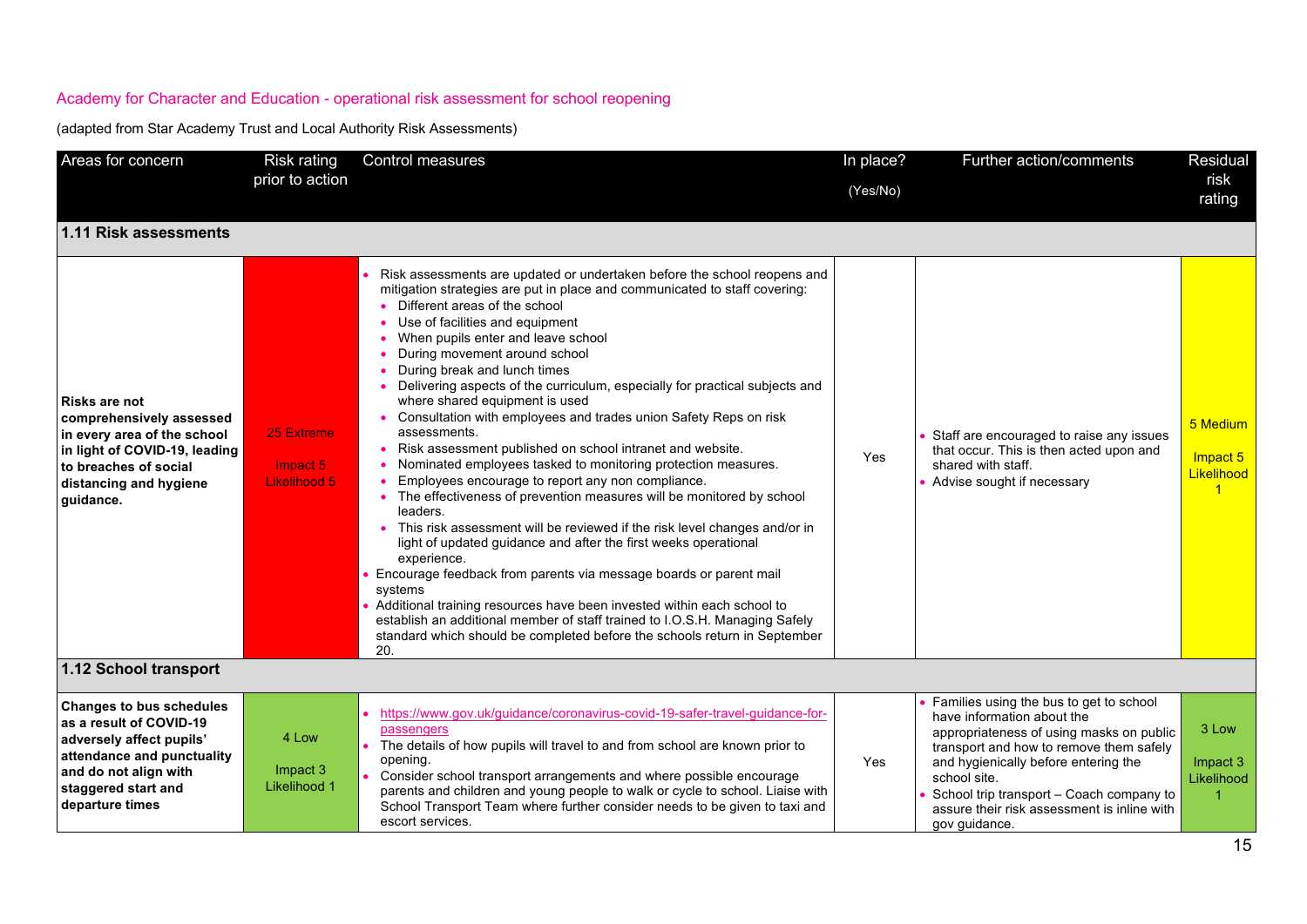Academy for Character and Education - operational risk assessment for school reopening

(adapted from Star Academy Trust and Local Authority Risk Assessments)

| Areas for concern | Risk rating prior to action | Control measures | In place? (Yes/No) | Further action/comments | Residual risk rating |
|---|---|---|---|---|---|
| **1.11 Risk assessments** | | | | | |
| **Risks are not comprehensively assessed in every area of the school in light of COVID-19, leading to breaches of social distancing and hygiene guidance.** | 25 Extreme<br><br>Impact 5 Likelihood 5 | • Risk assessments are updated or undertaken before the school reopens and mitigation strategies are put in place and communicated to staff covering:<br>• Different areas of the school<br>• Use of facilities and equipment<br>• When pupils enter and leave school<br>• During movement around school<br>• During break and lunch times<br>• Delivering aspects of the curriculum, especially for practical subjects and where shared equipment is used<br>• Consultation with employees and trades union Safety Reps on risk assessments.<br>• Risk assessment published on school intranet and website.<br>• Nominated employees tasked to monitoring protection measures.<br>• Employees encourage to report any non compliance.<br>• The effectiveness of prevention measures will be monitored by school leaders.<br>• This risk assessment will be reviewed if the risk level changes and/or in light of updated guidance and after the first weeks operational experience.<br>• Encourage feedback from parents via message boards or parent mail systems<br>• Additional training resources have been invested within each school to establish an additional member of staff trained to I.O.S.H. Managing Safely standard which should be completed before the schools return in September 20. | Yes | • Staff are encouraged to raise any issues that occur. This is then acted upon and shared with staff.<br>• Advise sought if necessary | 5 Medium<br><br>Impact 5 Likelihood 1 |
| **1.12 School transport** | | | | | |
| **Changes to bus schedules as a result of COVID-19 adversely affect pupils' attendance and punctuality and do not align with staggered start and departure times** | 4 Low<br><br>Impact 3 Likelihood 1 | • https://www.gov.uk/guidance/coronavirus-covid-19-safer-travel-guidance-for-passengers<br>• The details of how pupils will travel to and from school are known prior to opening.<br>• Consider school transport arrangements and where possible encourage parents and children and young people to walk or cycle to school. Liaise with School Transport Team where further consider needs to be given to taxi and escort services. | Yes | • Families using the bus to get to school have information about the appropriateness of using masks on public transport and how to remove them safely and hygienically before entering the school site.<br>• School trip transport – Coach company to assure their risk assessment is inline with gov guidance. | 3 Low<br><br>Impact 3 Likelihood 1 |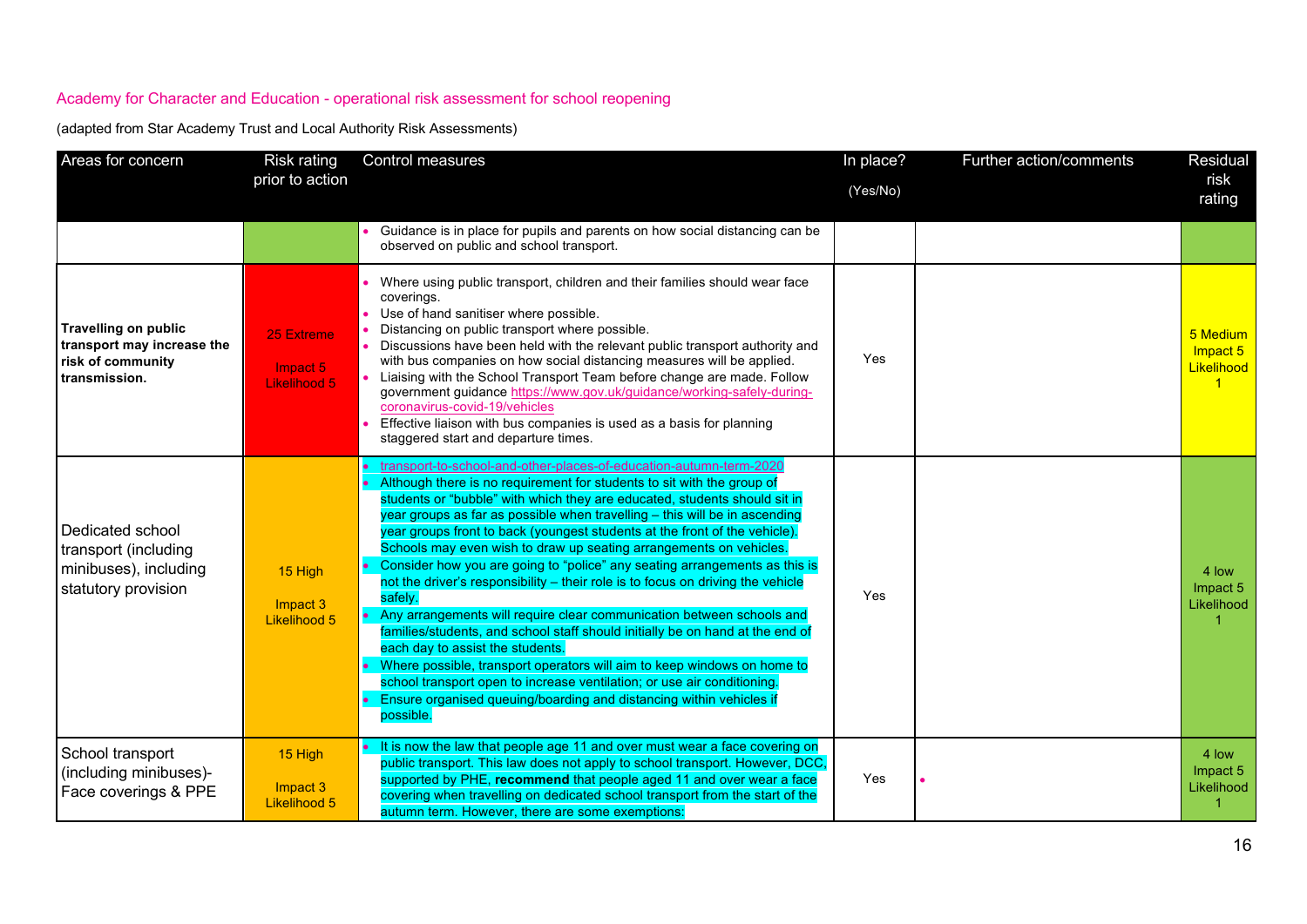Academy for Character and Education - operational risk assessment for school reopening

(adapted from Star Academy Trust and Local Authority Risk Assessments)

| Areas for concern | Risk rating prior to action | Control measures | In place? (Yes/No) | Further action/comments | Residual risk rating |
|---|---|---|---|---|---|
| | | • Guidance is in place for pupils and parents on how social distancing can be observed on public and school transport. | | | |
| **Travelling on public transport may increase the risk of community transmission.** | 25 Extreme<br><br>Impact 5<br>Likelihood 5 | • Where using public transport, children and their families should wear face coverings.<br>• Use of hand sanitiser where possible.<br>• Distancing on public transport where possible.<br>• Discussions have been held with the relevant public transport authority and with bus companies on how social distancing measures will be applied.<br>• Liaising with the School Transport Team before change are made. Follow government guidance https://www.gov.uk/guidance/working-safely-during-coronavirus-covid-19/vehicles<br>• Effective liaison with bus companies is used as a basis for planning staggered start and departure times. | Yes | | 5 Medium<br>Impact 5<br>Likelihood 1 |
| Dedicated school transport (including minibuses), including statutory provision | 15 High<br><br>Impact 3<br>Likelihood 5 | • transport-to-school-and-other-places-of-education-autumn-term-2020<br>• Although there is no requirement for students to sit with the group of students or "bubble" with which they are educated, students should sit in year groups as far as possible when travelling – this will be in ascending year groups front to back (youngest students at the front of the vehicle). Schools may even wish to draw up seating arrangements on vehicles.<br>• Consider how you are going to "police" any seating arrangements as this is not the driver's responsibility – their role is to focus on driving the vehicle safely.<br>• Any arrangements will require clear communication between schools and families/students, and school staff should initially be on hand at the end of each day to assist the students.<br>• Where possible, transport operators will aim to keep windows on home to school transport open to increase ventilation; or use air conditioning.<br>• Ensure organised queuing/boarding and distancing within vehicles if possible. | Yes | | 4 low<br>Impact 5<br>Likelihood 1 |
| School transport (including minibuses)- Face coverings & PPE | 15 High<br><br>Impact 3<br>Likelihood 5 | • It is now the law that people age 11 and over must wear a face covering on public transport. This law does not apply to school transport. However, DCC, supported by PHE, **recommend** that people aged 11 and over wear a face covering when travelling on dedicated school transport from the start of the autumn term. However, there are some exemptions: | Yes | • | 4 low<br>Impact 5<br>Likelihood 1 |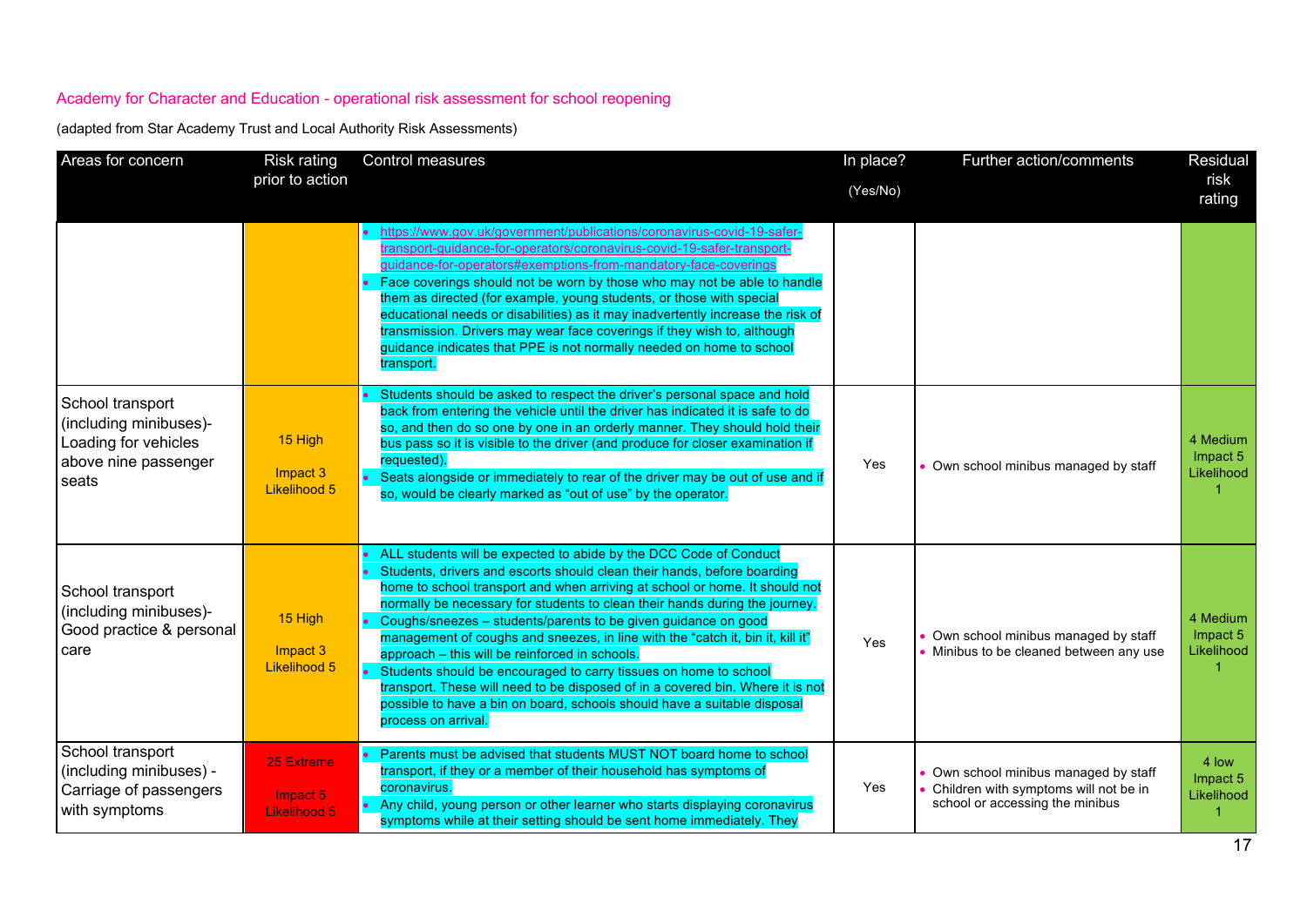Academy for Character and Education - operational risk assessment for school reopening

(adapted from Star Academy Trust and Local Authority Risk Assessments)

| Areas for concern | Risk rating prior to action | Control measures | In place? (Yes/No) | Further action/comments | Residual risk rating |
|---|---|---|---|---|---|
| | | • https://www.gov.uk/government/publications/coronavirus-covid-19-safer-transport-guidance-for-operators/coronavirus-covid-19-safer-transport-guidance-for-operators#exemptions-from-mandatory-face-coverings<br>• Face coverings should not be worn by those who may not be able to handle them as directed (for example, young students, or those with special educational needs or disabilities) as it may inadvertently increase the risk of transmission. Drivers may wear face coverings if they wish to, although guidance indicates that PPE is not normally needed on home to school transport. | | | |
| School transport (including minibuses)- Loading for vehicles above nine passenger seats | 15 High<br>Impact 3<br>Likelihood 5 | • Students should be asked to respect the driver's personal space and hold back from entering the vehicle until the driver has indicated it is safe to do so, and then do so one by one in an orderly manner. They should hold their bus pass so it is visible to the driver (and produce for closer examination if requested).<br>• Seats alongside or immediately to rear of the driver may be out of use and if so, would be clearly marked as "out of use" by the operator. | Yes | • Own school minibus managed by staff | 4 Medium<br>Impact 5<br>Likelihood 1 |
| School transport (including minibuses)- Good practice & personal care | 15 High<br>Impact 3<br>Likelihood 5 | • ALL students will be expected to abide by the DCC Code of Conduct<br>• Students, drivers and escorts should clean their hands, before boarding home to school transport and when arriving at school or home. It should not normally be necessary for students to clean their hands during the journey.<br>• Coughs/sneezes – students/parents to be given guidance on good management of coughs and sneezes, in line with the "catch it, bin it, kill it" approach – this will be reinforced in schools.<br>• Students should be encouraged to carry tissues on home to school transport. These will need to be disposed of in a covered bin. Where it is not possible to have a bin on board, schools should have a suitable disposal process on arrival. | Yes | • Own school minibus managed by staff<br>• Minibus to be cleaned between any use | 4 Medium<br>Impact 5<br>Likelihood 1 |
| School transport (including minibuses) - Carriage of passengers with symptoms | 25 Extreme<br>Impact 5<br>Likelihood 5 | • Parents must be advised that students MUST NOT board home to school transport, if they or a member of their household has symptoms of coronavirus.<br>• Any child, young person or other learner who starts displaying coronavirus symptoms while at their setting should be sent home immediately. They | Yes | • Own school minibus managed by staff<br>• Children with symptoms will not be in school or accessing the minibus | 4 low<br>Impact 5<br>Likelihood 1 |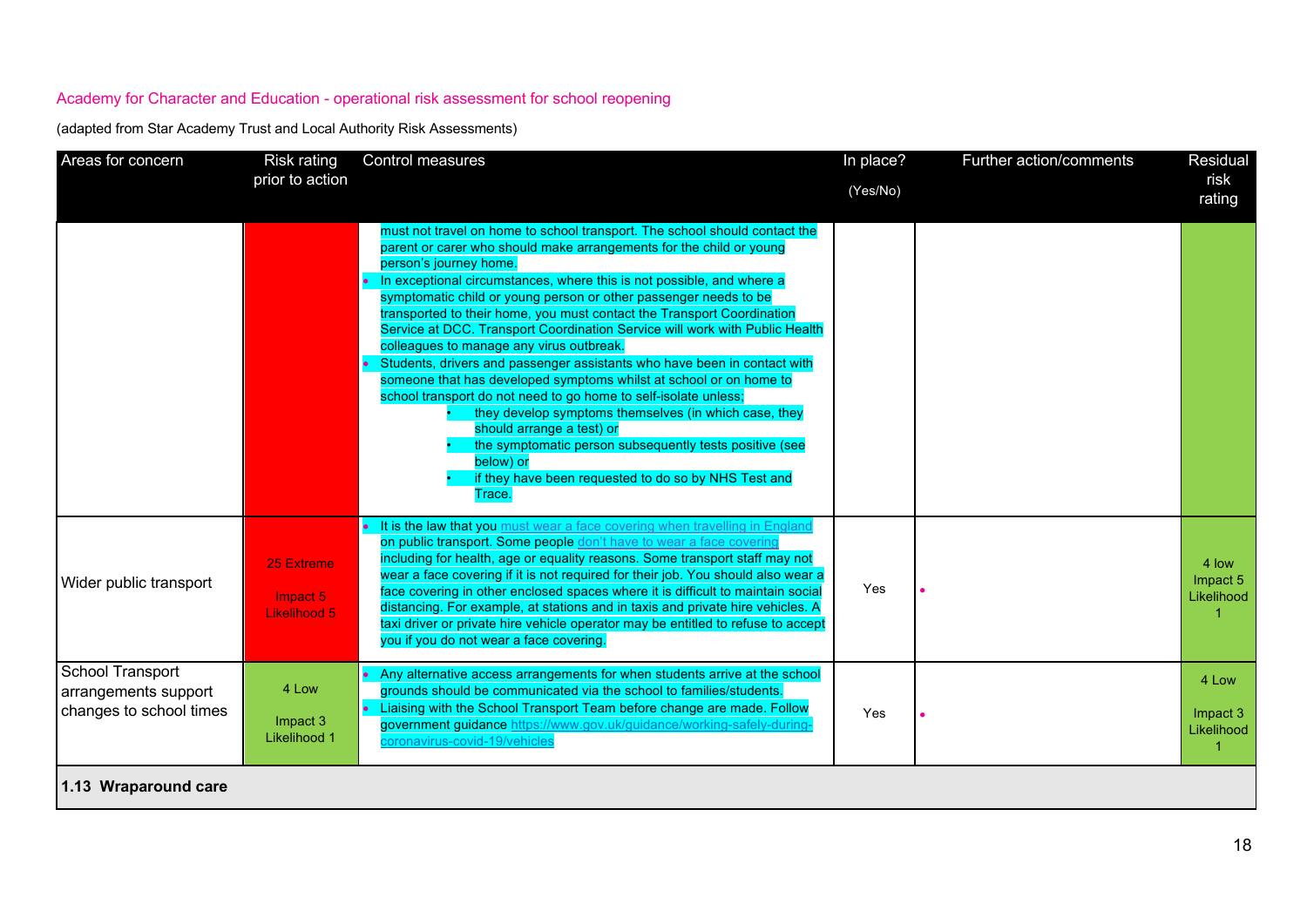Academy for Character and Education - operational risk assessment for school reopening

(adapted from Star Academy Trust and Local Authority Risk Assessments)

| Areas for concern | Risk rating prior to action | Control measures | In place? (Yes/No) | Further action/comments | Residual risk rating |
|---|---|---|---|---|---|
| | | must not travel on home to school transport. The school should contact the parent or carer who should make arrangements for the child or young person's journey home.<br>• In exceptional circumstances, where this is not possible, and where a symptomatic child or young person or other passenger needs to be transported to their home, you must contact the Transport Coordination Service at DCC. Transport Coordination Service will work with Public Health colleagues to manage any virus outbreak.<br>• Students, drivers and passenger assistants who have been in contact with someone that has developed symptoms whilst at school or on home to school transport do not need to go home to self-isolate unless;<br>  • they develop symptoms themselves (in which case, they should arrange a test) or<br>  • the symptomatic person subsequently tests positive (see below) or<br>  • if they have been requested to do so by NHS Test and Trace. | | | |
| Wider public transport | 25 Extreme<br>Impact 5<br>Likelihood 5 | • It is the law that you must wear a face covering when travelling in England on public transport. Some people don't have to wear a face covering including for health, age or equality reasons. Some transport staff may not wear a face covering if it is not required for their job. You should also wear a face covering in other enclosed spaces where it is difficult to maintain social distancing. For example, at stations and in taxis and private hire vehicles. A taxi driver or private hire vehicle operator may be entitled to refuse to accept you if you do not wear a face covering. | Yes | • | 4 low<br>Impact 5<br>Likelihood 1 |
| School Transport arrangements support changes to school times | 4 Low<br>Impact 3<br>Likelihood 1 | • Any alternative access arrangements for when students arrive at the school grounds should be communicated via the school to families/students.<br>• Liaising with the School Transport Team before change are made. Follow government guidance https://www.gov.uk/guidance/working-safely-during-coronavirus-covid-19/vehicles | Yes | • | 4 Low<br>Impact 3<br>Likelihood 1 |
| **1.13 Wraparound care** | | | | | |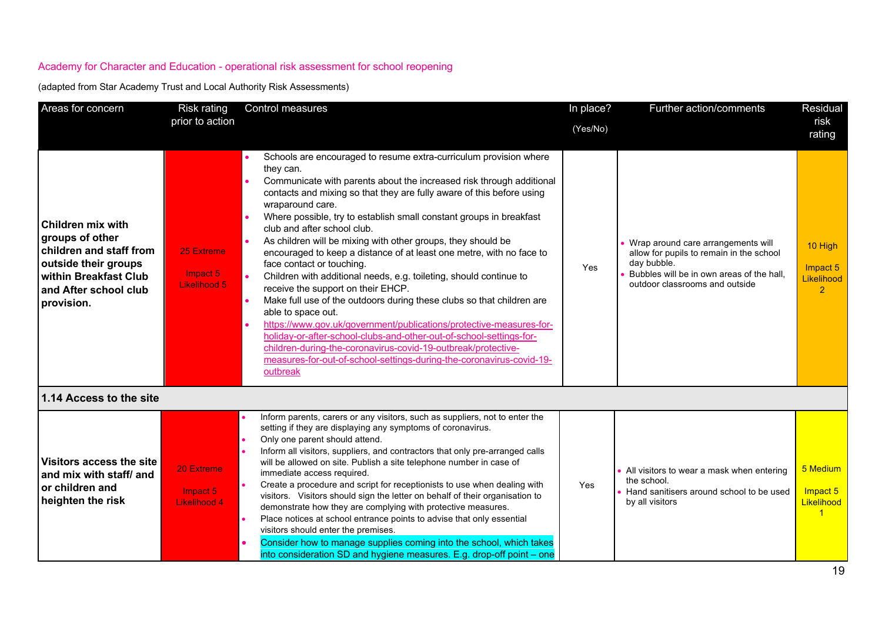Academy for Character and Education - operational risk assessment for school reopening

(adapted from Star Academy Trust and Local Authority Risk Assessments)

| Areas for concern | Risk rating prior to action | Control measures | In place? (Yes/No) | Further action/comments | Residual risk rating |
|---|---|---|---|---|---|
| **Children mix with groups of other children and staff from outside their groups within Breakfast Club and After school club provision.** | 25 Extreme<br><br>Impact 5 Likelihood 5 | • Schools are encouraged to resume extra-curriculum provision where they can.<br>• Communicate with parents about the increased risk through additional contacts and mixing so that they are fully aware of this before using wraparound care.<br>• Where possible, try to establish small constant groups in breakfast club and after school club.<br>• As children will be mixing with other groups, they should be encouraged to keep a distance of at least one metre, with no face to face contact or touching.<br>• Children with additional needs, e.g. toileting, should continue to receive the support on their EHCP.<br>• Make full use of the outdoors during these clubs so that children are able to space out.<br>• https://www.gov.uk/government/publications/protective-measures-for-holiday-or-after-school-clubs-and-other-out-of-school-settings-for-children-during-the-coronavirus-covid-19-outbreak/protective-measures-for-out-of-school-settings-during-the-coronavirus-covid-19-outbreak | Yes | • Wrap around care arrangements will allow for pupils to remain in the school day bubble.<br>• Bubbles will be in own areas of the hall, outdoor classrooms and outside | 10 High<br><br>Impact 5 Likelihood 2 |
| **1.14 Access to the site** | | | | | |
| **Visitors access the site and mix with staff/ and or children and heighten the risk** | 20 Extreme<br><br>Impact 5 Likelihood 4 | • Inform parents, carers or any visitors, such as suppliers, not to enter the setting if they are displaying any symptoms of coronavirus.<br>• Only one parent should attend.<br>• Inform all visitors, suppliers, and contractors that only pre-arranged calls will be allowed on site. Publish a site telephone number in case of immediate access required.<br>• Create a procedure and script for receptionists to use when dealing with visitors. Visitors should sign the letter on behalf of their organisation to demonstrate how they are complying with protective measures.<br>• Place notices at school entrance points to advise that only essential visitors should enter the premises.<br>• Consider how to manage supplies coming into the school, which takes into consideration SD and hygiene measures. E.g. drop-off point – one | Yes | • All visitors to wear a mask when entering the school.<br>• Hand sanitisers around school to be used by all visitors | 5 Medium<br><br>Impact 5 Likelihood 1 |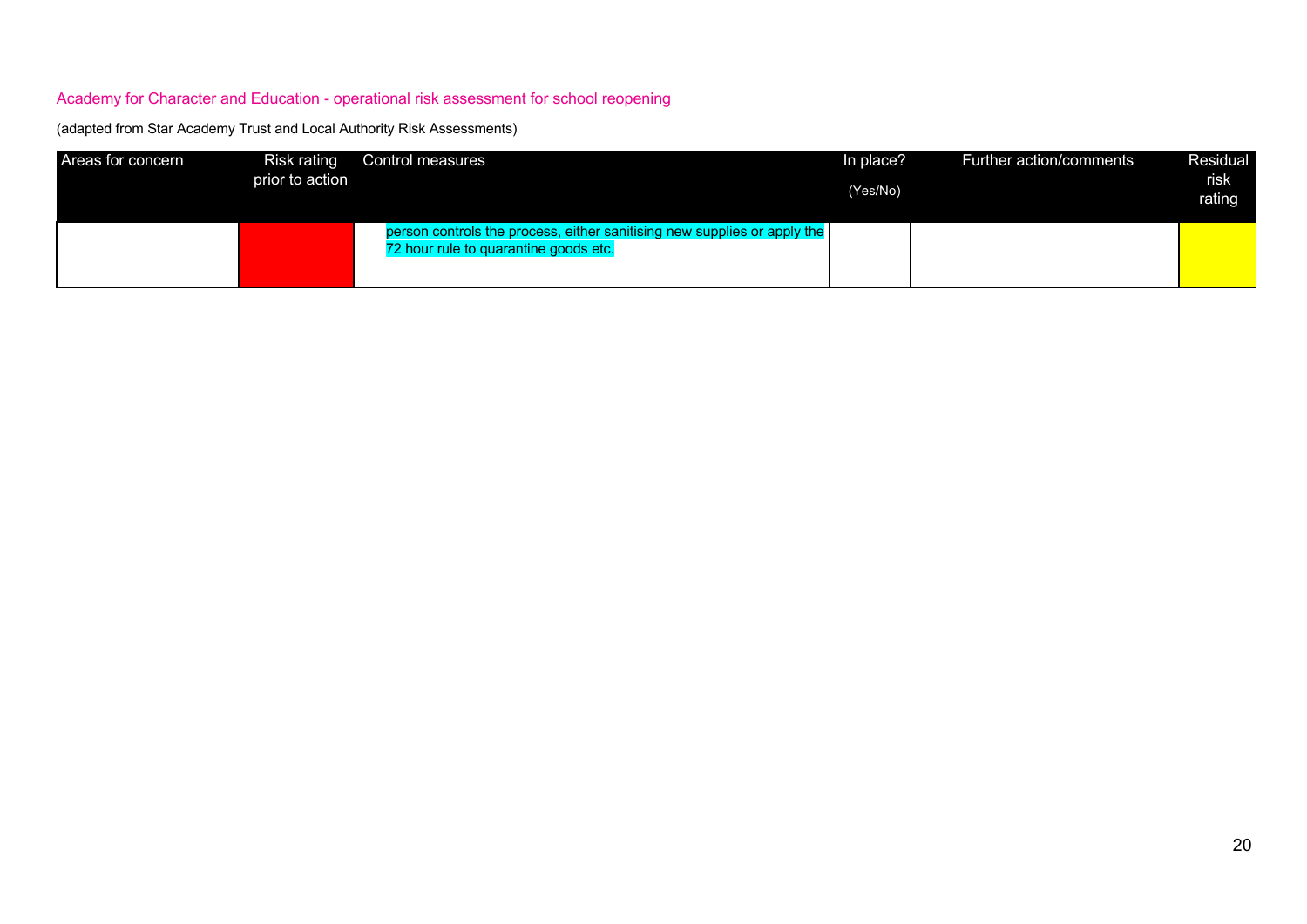Academy for Character and Education - operational risk assessment for school reopening

(adapted from Star Academy Trust and Local Authority Risk Assessments)

| Areas for concern | Risk rating prior to action | Control measures | In place? (Yes/No) | Further action/comments | Residual risk rating |
|---|---|---|---|---|---|
| | | person controls the process, either sanitising new supplies or apply the 72 hour rule to quarantine goods etc. | | | |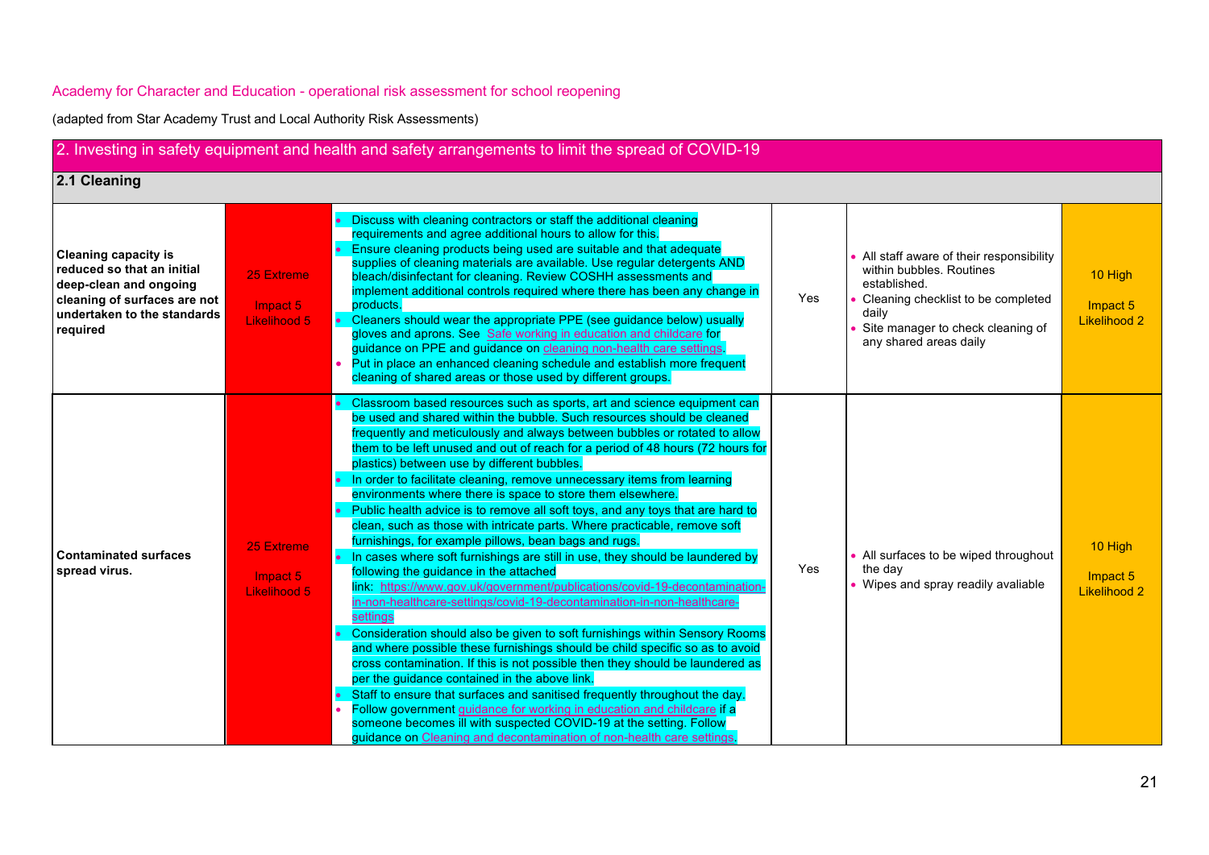Academy for Character and Education - operational risk assessment for school reopening

(adapted from Star Academy Trust and Local Authority Risk Assessments)

## 2. Investing in safety equipment and health and safety arrangements to limit the spread of COVID-19

### 2.1 Cleaning

| | | | | | |
|---|---|---|---|---|---|
| **Cleaning capacity is reduced so that an initial deep-clean and ongoing cleaning of surfaces are not undertaken to the standards required** | 25 Extreme<br><br>Impact 5<br>Likelihood 5 | • Discuss with cleaning contractors or staff the additional cleaning requirements and agree additional hours to allow for this.<br>• Ensure cleaning products being used are suitable and that adequate supplies of cleaning materials are available. Use regular detergents AND bleach/disinfectant for cleaning. Review COSHH assessments and implement additional controls required where there has been any change in products.<br>• Cleaners should wear the appropriate PPE (see guidance below) usually gloves and aprons. See Safe working in education and childcare for guidance on PPE and guidance on cleaning non-health care settings.<br>• Put in place an enhanced cleaning schedule and establish more frequent cleaning of shared areas or those used by different groups. | Yes | • All staff aware of their responsibility within bubbles. Routines established.<br>• Cleaning checklist to be completed daily<br>• Site manager to check cleaning of any shared areas daily | 10 High<br><br>Impact 5<br>Likelihood 2 |
| **Contaminated surfaces spread virus.** | 25 Extreme<br><br>Impact 5<br>Likelihood 5 | • Classroom based resources such as sports, art and science equipment can be used and shared within the bubble. Such resources should be cleaned frequently and meticulously and always between bubbles or rotated to allow them to be left unused and out of reach for a period of 48 hours (72 hours for plastics) between use by different bubbles.<br>• In order to facilitate cleaning, remove unnecessary items from learning environments where there is space to store them elsewhere.<br>• Public health advice is to remove all soft toys, and any toys that are hard to clean, such as those with intricate parts. Where practicable, remove soft furnishings, for example pillows, bean bags and rugs.<br>• In cases where soft furnishings are still in use, they should be laundered by following the guidance in the attached link: https://www.gov.uk/government/publications/covid-19-decontamination-in-non-healthcare-settings/covid-19-decontamination-in-non-healthcare-settings<br>• Consideration should also be given to soft furnishings within Sensory Rooms and where possible these furnishings should be child specific so as to avoid cross contamination. If this is not possible then they should be laundered as per the guidance contained in the above link.<br>• Staff to ensure that surfaces and sanitised frequently throughout the day.<br>• Follow government guidance for working in education and childcare if a someone becomes ill with suspected COVID-19 at the setting. Follow guidance on Cleaning and decontamination of non-health care settings. | Yes | • All surfaces to be wiped throughout the day<br>• Wipes and spray readily avaliable | 10 High<br><br>Impact 5<br>Likelihood 2 |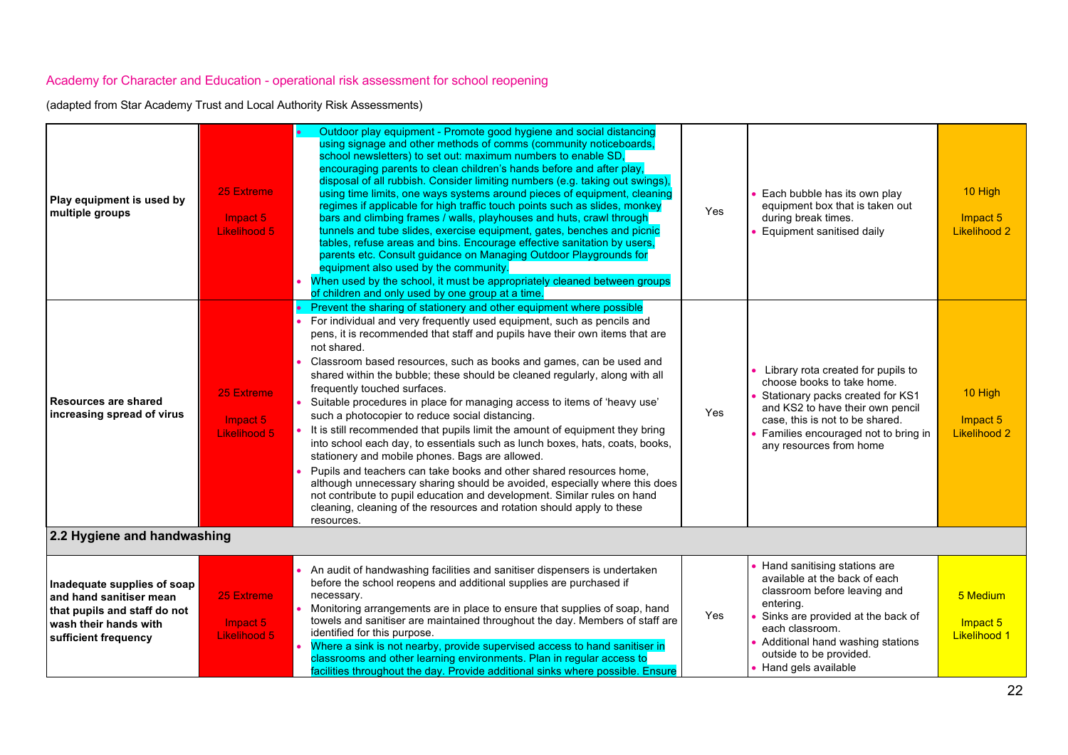Academy for Character and Education - operational risk assessment for school reopening

(adapted from Star Academy Trust and Local Authority Risk Assessments)

| | | | | | |
|---|---|---|---|---|---|
| **Play equipment is used by multiple groups** | 25 Extreme<br><br>Impact 5<br>Likelihood 5 | • Outdoor play equipment - Promote good hygiene and social distancing using signage and other methods of comms (community noticeboards, school newsletters) to set out: maximum numbers to enable SD, encouraging parents to clean children's hands before and after play, disposal of all rubbish. Consider limiting numbers (e.g. taking out swings), using time limits, one ways systems around pieces of equipment, cleaning regimes if applicable for high traffic touch points such as slides, monkey bars and climbing frames / walls, playhouses and huts, crawl through tunnels and tube slides, exercise equipment, gates, benches and picnic tables, refuse areas and bins. Encourage effective sanitation by users, parents etc. Consult guidance on Managing Outdoor Playgrounds for equipment also used by the community.<br>• When used by the school, it must be appropriately cleaned between groups of children and only used by one group at a time. | Yes | • Each bubble has its own play equipment box that is taken out during break times.<br>• Equipment sanitised daily | 10 High<br><br>Impact 5<br>Likelihood 2 |
| **Resources are shared increasing spread of virus** | 25 Extreme<br><br>Impact 5<br>Likelihood 5 | • Prevent the sharing of stationery and other equipment where possible<br>• For individual and very frequently used equipment, such as pencils and pens, it is recommended that staff and pupils have their own items that are not shared.<br>• Classroom based resources, such as books and games, can be used and shared within the bubble; these should be cleaned regularly, along with all frequently touched surfaces.<br>• Suitable procedures in place for managing access to items of 'heavy use' such a photocopier to reduce social distancing.<br>• It is still recommended that pupils limit the amount of equipment they bring into school each day, to essentials such as lunch boxes, hats, coats, books, stationery and mobile phones. Bags are allowed.<br>• Pupils and teachers can take books and other shared resources home, although unnecessary sharing should be avoided, especially where this does not contribute to pupil education and development. Similar rules on hand cleaning, cleaning of the resources and rotation should apply to these resources. | Yes | • Library rota created for pupils to choose books to take home.<br>• Stationary packs created for KS1 and KS2 to have their own pencil case, this is not to be shared.<br>• Families encouraged not to bring in any resources from home | 10 High<br><br>Impact 5<br>Likelihood 2 |
| **2.2 Hygiene and handwashing** | | | | | |
| **Inadequate supplies of soap and hand sanitiser mean that pupils and staff do not wash their hands with sufficient frequency** | 25 Extreme<br><br>Impact 5<br>Likelihood 5 | • An audit of handwashing facilities and sanitiser dispensers is undertaken before the school reopens and additional supplies are purchased if necessary.<br>• Monitoring arrangements are in place to ensure that supplies of soap, hand towels and sanitiser are maintained throughout the day. Members of staff are identified for this purpose.<br>• Where a sink is not nearby, provide supervised access to hand sanitiser in classrooms and other learning environments. Plan in regular access to facilities throughout the day. Provide additional sinks where possible. Ensure | Yes | • Hand sanitising stations are available at the back of each classroom before leaving and entering.<br>• Sinks are provided at the back of each classroom.<br>• Additional hand washing stations outside to be provided.<br>• Hand gels available | 5 Medium<br><br>Impact 5<br>Likelihood 1 |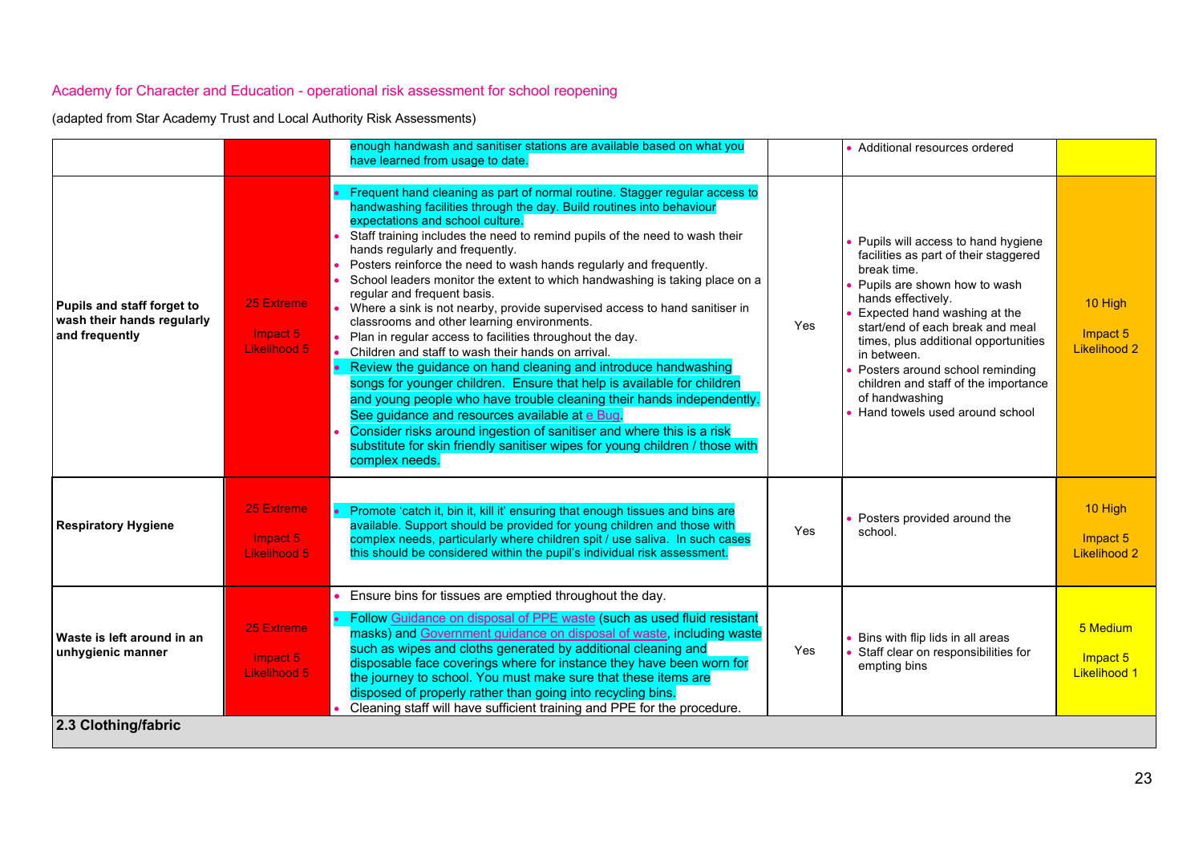Academy for Character and Education - operational risk assessment for school reopening

(adapted from Star Academy Trust and Local Authority Risk Assessments)

| | | | | | |
|---|---|---|---|---|---|
| | | enough handwash and sanitiser stations are available based on what you have learned from usage to date. | | • Additional resources ordered | |
| **Pupils and staff forget to wash their hands regularly and frequently** | 25 Extreme<br><br>Impact 5<br>Likelihood 5 | • Frequent hand cleaning as part of normal routine. Stagger regular access to handwashing facilities through the day. Build routines into behaviour expectations and school culture.<br>• Staff training includes the need to remind pupils of the need to wash their hands regularly and frequently.<br>• Posters reinforce the need to wash hands regularly and frequently.<br>• School leaders monitor the extent to which handwashing is taking place on a regular and frequent basis.<br>• Where a sink is not nearby, provide supervised access to hand sanitiser in classrooms and other learning environments.<br>• Plan in regular access to facilities throughout the day.<br>• Children and staff to wash their hands on arrival.<br>• Review the guidance on hand cleaning and introduce handwashing songs for younger children. Ensure that help is available for children and young people who have trouble cleaning their hands independently. See guidance and resources available at e Bug.<br>• Consider risks around ingestion of sanitiser and where this is a risk substitute for skin friendly sanitiser wipes for young children / those with complex needs. | Yes | • Pupils will access to hand hygiene facilities as part of their staggered break time.<br>• Pupils are shown how to wash hands effectively.<br>• Expected hand washing at the start/end of each break and meal times, plus additional opportunities in between.<br>• Posters around school reminding children and staff of the importance of handwashing<br>• Hand towels used around school | 10 High<br><br>Impact 5<br>Likelihood 2 |
| **Respiratory Hygiene** | 25 Extreme<br><br>Impact 5<br>Likelihood 5 | • Promote 'catch it, bin it, kill it' ensuring that enough tissues and bins are available. Support should be provided for young children and those with complex needs, particularly where children spit / use saliva. In such cases this should be considered within the pupil's individual risk assessment. | Yes | • Posters provided around the school. | 10 High<br><br>Impact 5<br>Likelihood 2 |
| **Waste is left around in an unhygienic manner** | 25 Extreme<br><br>Impact 5<br>Likelihood 5 | • Ensure bins for tissues are emptied throughout the day.<br>• Follow Guidance on disposal of PPE waste (such as used fluid resistant masks) and Government guidance on disposal of waste, including waste such as wipes and cloths generated by additional cleaning and disposable face coverings where for instance they have been worn for the journey to school. You must make sure that these items are disposed of properly rather than going into recycling bins.<br>• Cleaning staff will have sufficient training and PPE for the procedure. | Yes | • Bins with flip lids in all areas<br>• Staff clear on responsibilities for empting bins | 5 Medium<br><br>Impact 5<br>Likelihood 1 |
| **2.3 Clothing/fabric** | | | | | |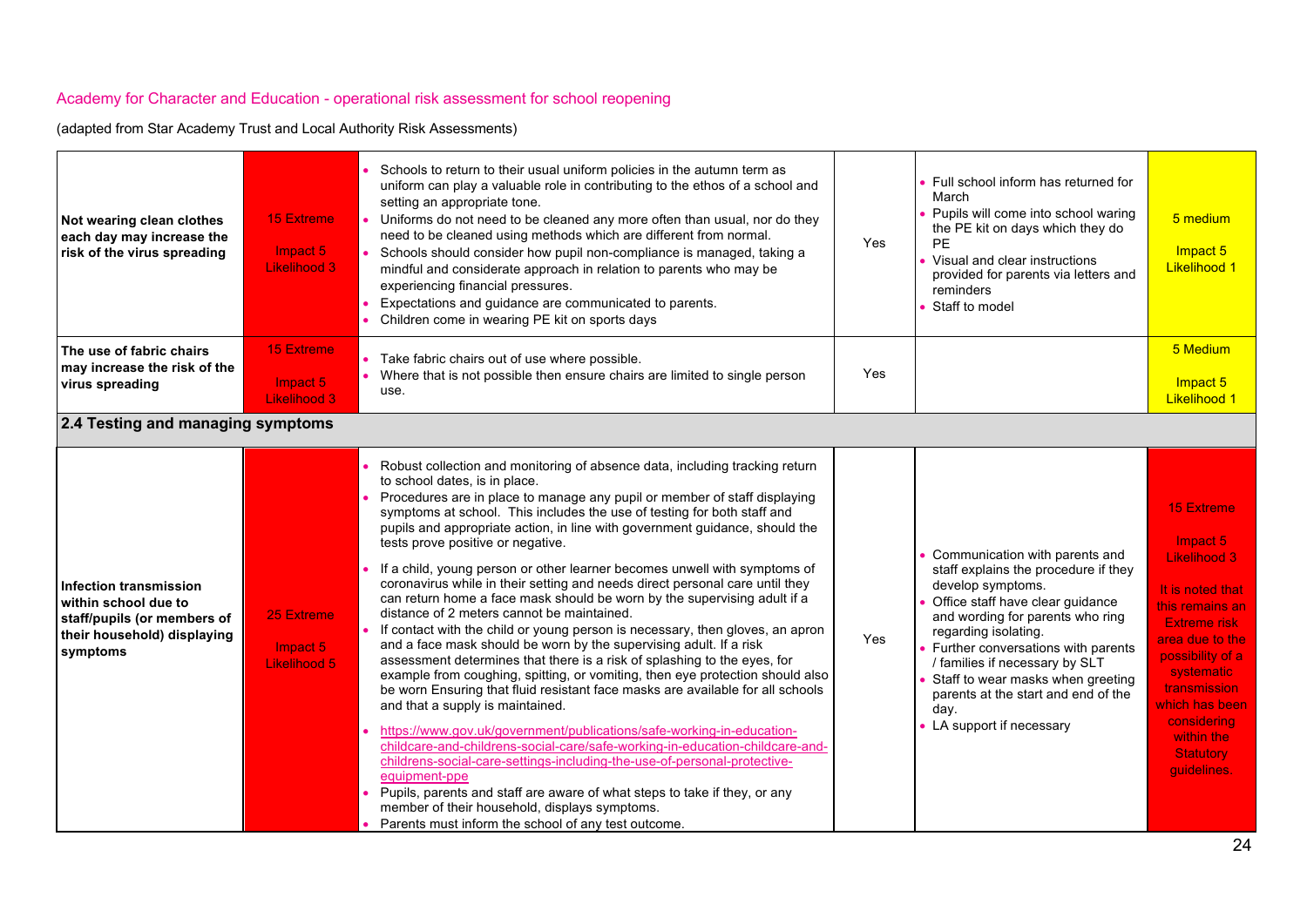Academy for Character and Education - operational risk assessment for school reopening

(adapted from Star Academy Trust and Local Authority Risk Assessments)

| | | | | | |
|---|---|---|---|---|---|
| **Not wearing clean clothes each day may increase the risk of the virus spreading** | 15 Extreme<br><br>Impact 5<br>Likelihood 3 | • Schools to return to their usual uniform policies in the autumn term as uniform can play a valuable role in contributing to the ethos of a school and setting an appropriate tone.<br>• Uniforms do not need to be cleaned any more often than usual, nor do they need to be cleaned using methods which are different from normal.<br>• Schools should consider how pupil non-compliance is managed, taking a mindful and considerate approach in relation to parents who may be experiencing financial pressures.<br>• Expectations and guidance are communicated to parents.<br>• Children come in wearing PE kit on sports days | Yes | • Full school inform has returned for March<br>• Pupils will come into school waring the PE kit on days which they do PE<br>• Visual and clear instructions provided for parents via letters and reminders<br>• Staff to model | 5 medium<br><br>Impact 5<br>Likelihood 1 |
| **The use of fabric chairs may increase the risk of the virus spreading** | 15 Extreme<br><br>Impact 5<br>Likelihood 3 | • Take fabric chairs out of use where possible.<br>• Where that is not possible then ensure chairs are limited to single person use. | Yes | | 5 Medium<br><br>Impact 5<br>Likelihood 1 |
| **2.4 Testing and managing symptoms** | | | | | |
| **Infection transmission within school due to staff/pupils (or members of their household) displaying symptoms** | 25 Extreme<br><br>Impact 5<br>Likelihood 5 | • Robust collection and monitoring of absence data, including tracking return to school dates, is in place.<br>• Procedures are in place to manage any pupil or member of staff displaying symptoms at school. This includes the use of testing for both staff and pupils and appropriate action, in line with government guidance, should the tests prove positive or negative.<br>• If a child, young person or other learner becomes unwell with symptoms of coronavirus while in their setting and needs direct personal care until they can return home a face mask should be worn by the supervising adult if a distance of 2 meters cannot be maintained.<br>• If contact with the child or young person is necessary, then gloves, an apron and a face mask should be worn by the supervising adult. If a risk assessment determines that there is a risk of splashing to the eyes, for example from coughing, spitting, or vomiting, then eye protection should also be worn Ensuring that fluid resistant face masks are available for all schools and that a supply is maintained.<br>• https://www.gov.uk/government/publications/safe-working-in-education-childcare-and-childrens-social-care/safe-working-in-education-childcare-and-childrens-social-care-settings-including-the-use-of-personal-protective-equipment-ppe<br>• Pupils, parents and staff are aware of what steps to take if they, or any member of their household, displays symptoms.<br>• Parents must inform the school of any test outcome. | Yes | • Communication with parents and staff explains the procedure if they develop symptoms.<br>• Office staff have clear guidance and wording for parents who ring regarding isolating.<br>• Further conversations with parents / families if necessary by SLT<br>• Staff to wear masks when greeting parents at the start and end of the day.<br>• LA support if necessary | 15 Extreme<br><br>Impact 5<br>Likelihood 3<br><br>It is noted that this remains an Extreme risk area due to the possibility of a systematic transmission which has been considering within the Statutory guidelines. |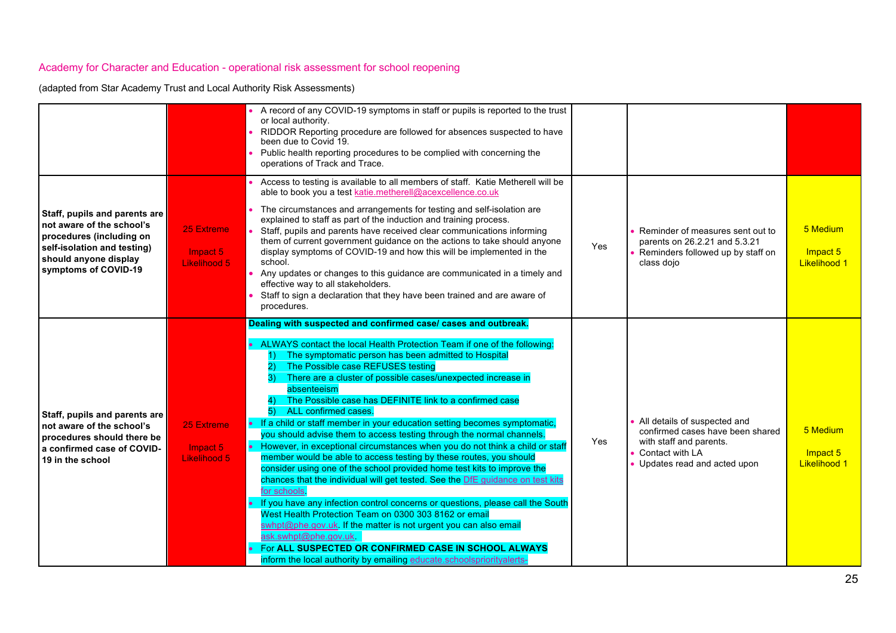Academy for Character and Education - operational risk assessment for school reopening

(adapted from Star Academy Trust and Local Authority Risk Assessments)

| | | | | | |
|---|---|---|---|---|---|
| | | • A record of any COVID-19 symptoms in staff or pupils is reported to the trust or local authority.<br>• RIDDOR Reporting procedure are followed for absences suspected to have been due to Covid 19.<br>• Public health reporting procedures to be complied with concerning the operations of Track and Trace. | | | |
| **Staff, pupils and parents are not aware of the school's procedures (including on self-isolation and testing) should anyone display symptoms of COVID-19** | 25 Extreme<br><br>Impact 5<br>Likelihood 5 | • Access to testing is available to all members of staff. Katie Metherell will be able to book you a test katie.metherell@acexcellence.co.uk<br>• The circumstances and arrangements for testing and self-isolation are explained to staff as part of the induction and training process.<br>• Staff, pupils and parents have received clear communications informing them of current government guidance on the actions to take should anyone display symptoms of COVID-19 and how this will be implemented in the school.<br>• Any updates or changes to this guidance are communicated in a timely and effective way to all stakeholders.<br>• Staff to sign a declaration that they have been trained and are aware of procedures. | Yes | • Reminder of measures sent out to parents on 26.2.21 and 5.3.21<br>• Reminders followed up by staff on class dojo | 5 Medium<br><br>Impact 5<br>Likelihood 1 |
| **Staff, pupils and parents are not aware of the school's procedures should there be a confirmed case of COVID-19 in the school** | 25 Extreme<br><br>Impact 5<br>Likelihood 5 | **Dealing with suspected and confirmed case/ cases and outbreak.**<br><br>• ALWAYS contact the local Health Protection Team if one of the following:<br>1) The symptomatic person has been admitted to Hospital<br>2) The Possible case REFUSES testing<br>3) There are a cluster of possible cases/unexpected increase in absenteeism<br>4) The Possible case has DEFINITE link to a confirmed case<br>5) ALL confirmed cases.<br>• If a child or staff member in your education setting becomes symptomatic, you should advise them to access testing through the normal channels.<br>• However, in exceptional circumstances when you do not think a child or staff member would be able to access testing by these routes, you should consider using one of the school provided home test kits to improve the chances that the individual will get tested. See the DfE guidance on test kits for schools.<br>• If you have any infection control concerns or questions, please call the South West Health Protection Team on 0300 303 8162 or email swhpt@phe.gov.uk. If the matter is not urgent you can also email ask.swhpt@phe.gov.uk.<br>• For **ALL SUSPECTED OR CONFIRMED CASE IN SCHOOL ALWAYS** inform the local authority by emailing educate.schoolspriorityalerts- | Yes | • All details of suspected and confirmed cases have been shared with staff and parents.<br>• Contact with LA<br>• Updates read and acted upon | 5 Medium<br><br>Impact 5<br>Likelihood 1 |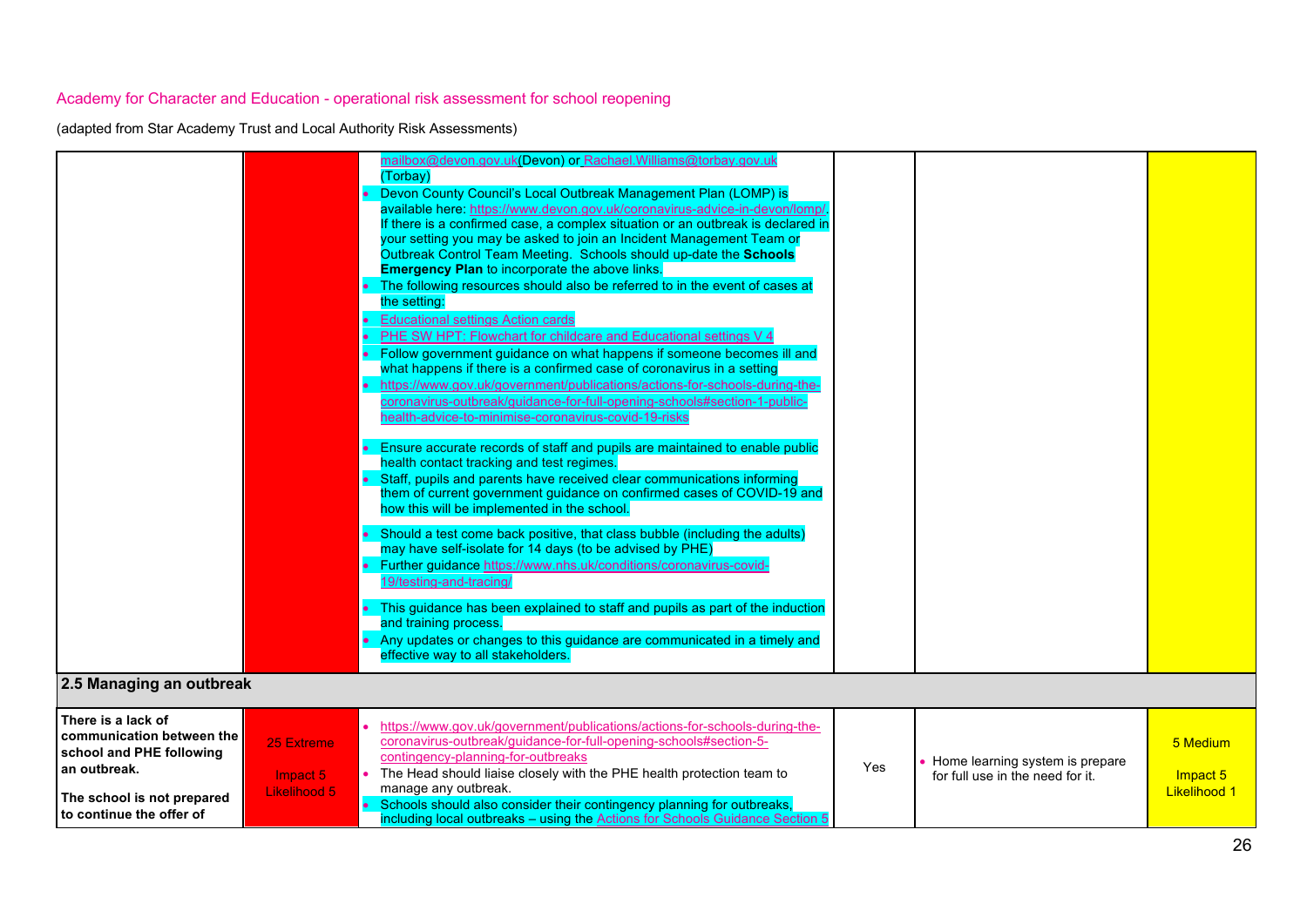Academy for Character and Education - operational risk assessment for school reopening

(adapted from Star Academy Trust and Local Authority Risk Assessments)

| | | | | | |
|---|---|---|---|---|---|
| | | mailbox@devon.gov.uk(Devon) or Rachael.Williams@torbay.gov.uk (Torbay)<br>• Devon County Council's Local Outbreak Management Plan (LOMP) is available here: https://www.devon.gov.uk/coronavirus-advice-in-devon/lomp/. If there is a confirmed case, a complex situation or an outbreak is declared in your setting you may be asked to join an Incident Management Team or Outbreak Control Team Meeting. Schools should up-date the **Schools Emergency Plan** to incorporate the above links.<br>• The following resources should also be referred to in the event of cases at the setting:<br>• Educational settings Action cards<br>• PHE SW HPT: Flowchart for childcare and Educational settings V 4<br>• Follow government guidance on what happens if someone becomes ill and what happens if there is a confirmed case of coronavirus in a setting<br>• https://www.gov.uk/government/publications/actions-for-schools-during-the-coronavirus-outbreak/guidance-for-full-opening-schools#section-1-public-health-advice-to-minimise-coronavirus-covid-19-risks<br>• Ensure accurate records of staff and pupils are maintained to enable public health contact tracking and test regimes.<br>• Staff, pupils and parents have received clear communications informing them of current government guidance on confirmed cases of COVID-19 and how this will be implemented in the school.<br>• Should a test come back positive, that class bubble (including the adults) may have self-isolate for 14 days (to be advised by PHE)<br>• Further guidance https://www.nhs.uk/conditions/coronavirus-covid-19/testing-and-tracing/<br>• This guidance has been explained to staff and pupils as part of the induction and training process.<br>• Any updates or changes to this guidance are communicated in a timely and effective way to all stakeholders. | | | |
| **2.5 Managing an outbreak** | | | | | |
| **There is a lack of communication between the school and PHE following an outbreak.**<br><br>**The school is not prepared to continue the offer of** | 25 Extreme<br><br>Impact 5<br>Likelihood 5 | • https://www.gov.uk/government/publications/actions-for-schools-during-the-coronavirus-outbreak/guidance-for-full-opening-schools#section-5-contingency-planning-for-outbreaks<br>• The Head should liaise closely with the PHE health protection team to manage any outbreak.<br>• Schools should also consider their contingency planning for outbreaks, including local outbreaks – using the Actions for Schools Guidance Section 5 | Yes | • Home learning system is prepare for full use in the need for it. | 5 Medium<br><br>Impact 5<br>Likelihood 1 |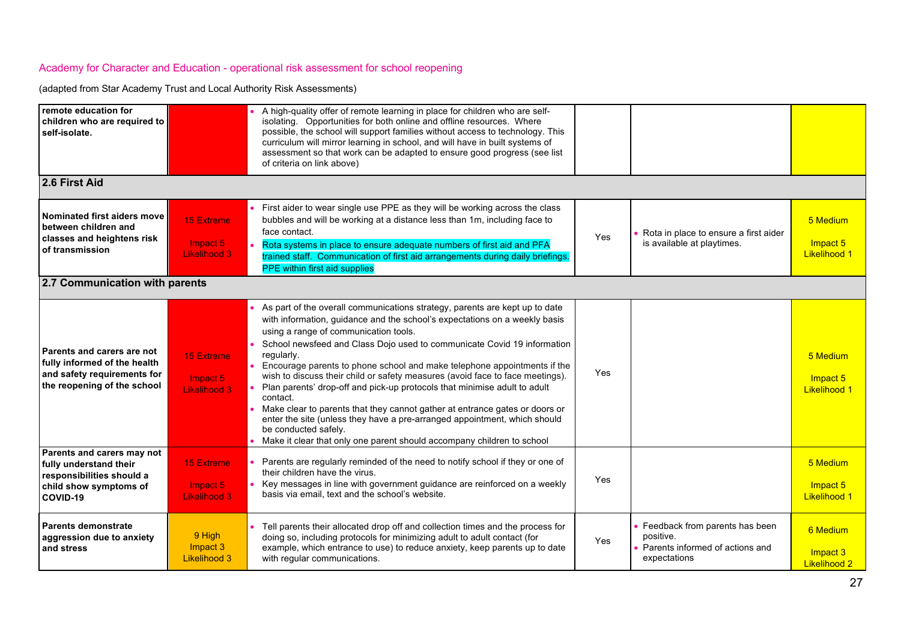Academy for Character and Education - operational risk assessment for school reopening

(adapted from Star Academy Trust and Local Authority Risk Assessments)

| | | | | | |
|---|---|---|---|---|---|
| **remote education for children who are required to self-isolate.** | | • A high-quality offer of remote learning in place for children who are self-isolating. Opportunities for both online and offline resources. Where possible, the school will support families without access to technology. This curriculum will mirror learning in school, and will have in built systems of assessment so that work can be adapted to ensure good progress (see list of criteria on link above) | | | |
| **2.6 First Aid** | | | | | |
| **Nominated first aiders move between children and classes and heightens risk of transmission** | 15 Extreme<br>Impact 5<br>Likelihood 3 | • First aider to wear single use PPE as they will be working across the class bubbles and will be working at a distance less than 1m, including face to face contact.<br>• Rota systems in place to ensure adequate numbers of first aid and PFA trained staff. Communication of first aid arrangements during daily briefings. PPE within first aid supplies | Yes | • Rota in place to ensure a first aider is available at playtimes. | 5 Medium<br>Impact 5<br>Likelihood 1 |
| **2.7 Communication with parents** | | | | | |
| **Parents and carers are not fully informed of the health and safety requirements for the reopening of the school** | 15 Extreme<br>Impact 5<br>Likelihood 3 | • As part of the overall communications strategy, parents are kept up to date with information, guidance and the school's expectations on a weekly basis using a range of communication tools.<br>• School newsfeed and Class Dojo used to communicate Covid 19 information regularly.<br>• Encourage parents to phone school and make telephone appointments if the wish to discuss their child or safety measures (avoid face to face meetings).<br>• Plan parents' drop-off and pick-up protocols that minimise adult to adult contact.<br>• Make clear to parents that they cannot gather at entrance gates or doors or enter the site (unless they have a pre-arranged appointment, which should be conducted safely.<br>• Make it clear that only one parent should accompany children to school | Yes | | 5 Medium<br>Impact 5<br>Likelihood 1 |
| **Parents and carers may not fully understand their responsibilities should a child show symptoms of COVID-19** | 15 Extreme<br>Impact 5<br>Likelihood 3 | • Parents are regularly reminded of the need to notify school if they or one of their children have the virus.<br>• Key messages in line with government guidance are reinforced on a weekly basis via email, text and the school's website. | Yes | | 5 Medium<br>Impact 5<br>Likelihood 1 |
| **Parents demonstrate aggression due to anxiety and stress** | 9 High<br>Impact 3<br>Likelihood 3 | • Tell parents their allocated drop off and collection times and the process for doing so, including protocols for minimizing adult to adult contact (for example, which entrance to use) to reduce anxiety, keep parents up to date with regular communications. | Yes | • Feedback from parents has been positive.<br>• Parents informed of actions and expectations | 6 Medium<br>Impact 3<br>Likelihood 2 |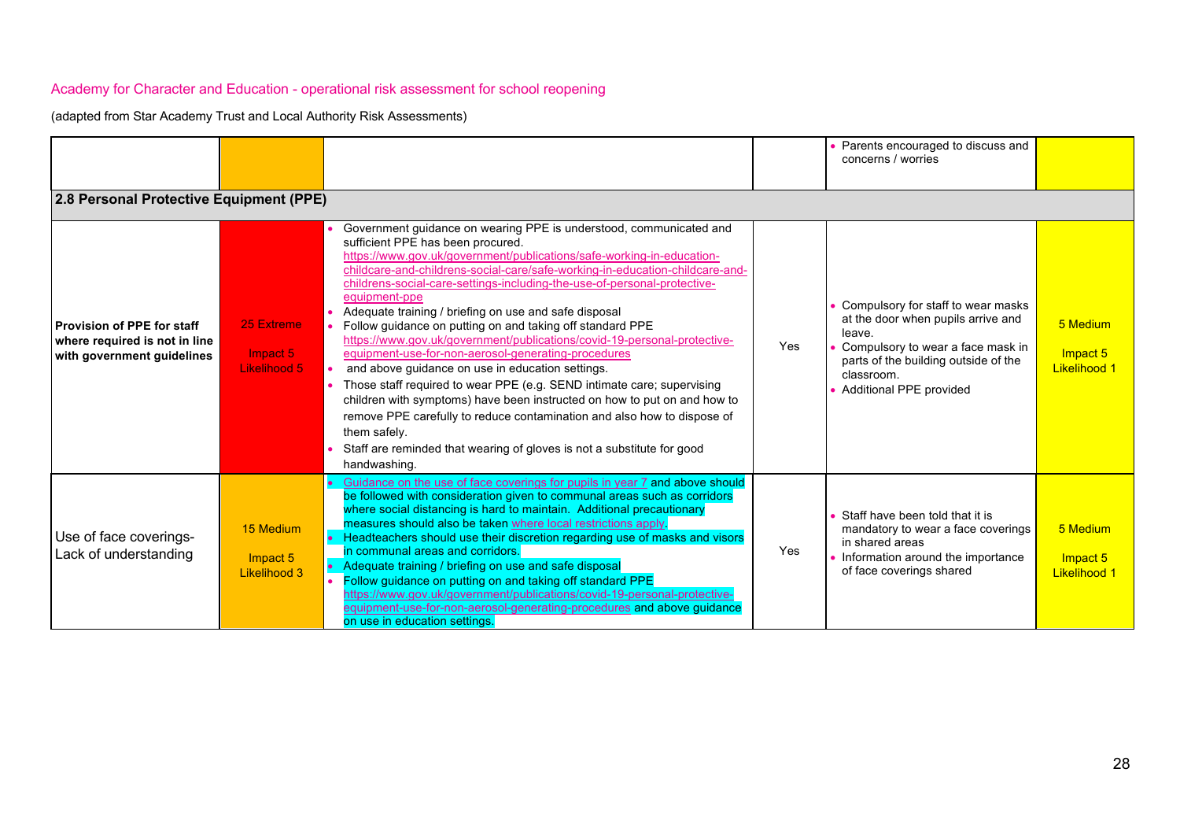Academy for Character and Education - operational risk assessment for school reopening

(adapted from Star Academy Trust and Local Authority Risk Assessments)

| | | | | | |
|---|---|---|---|---|---|
| | | | | • Parents encouraged to discuss and concerns / worries | |
| **2.8 Personal Protective Equipment (PPE)** | | | | | |
| **Provision of PPE for staff where required is not in line with government guidelines** | 25 Extreme<br><br>Impact 5<br>Likelihood 5 | • Government guidance on wearing PPE is understood, communicated and sufficient PPE has been procured. https://www.gov.uk/government/publications/safe-working-in-education-childcare-and-childrens-social-care/safe-working-in-education-childcare-and-childrens-social-care-settings-including-the-use-of-personal-protective-equipment-ppe<br>• Adequate training / briefing on use and safe disposal<br>• Follow guidance on putting on and taking off standard PPE https://www.gov.uk/government/publications/covid-19-personal-protective-equipment-use-for-non-aerosol-generating-procedures<br>• and above guidance on use in education settings.<br>• Those staff required to wear PPE (e.g. SEND intimate care; supervising children with symptoms) have been instructed on how to put on and how to remove PPE carefully to reduce contamination and also how to dispose of them safely.<br>• Staff are reminded that wearing of gloves is not a substitute for good handwashing. | Yes | • Compulsory for staff to wear masks at the door when pupils arrive and leave.<br>• Compulsory to wear a face mask in parts of the building outside of the classroom.<br>• Additional PPE provided | 5 Medium<br><br>Impact 5<br>Likelihood 1 |
| Use of face coverings- Lack of understanding | 15 Medium<br><br>Impact 5<br>Likelihood 3 | • Guidance on the use of face coverings for pupils in year 7 and above should be followed with consideration given to communal areas such as corridors where social distancing is hard to maintain. Additional precautionary measures should also be taken where local restrictions apply.<br>• Headteachers should use their discretion regarding use of masks and visors in communal areas and corridors.<br>• Adequate training / briefing on use and safe disposal<br>• Follow guidance on putting on and taking off standard PPE https://www.gov.uk/government/publications/covid-19-personal-protective-equipment-use-for-non-aerosol-generating-procedures and above guidance on use in education settings. | Yes | • Staff have been told that it is mandatory to wear a face coverings in shared areas<br>• Information around the importance of face coverings shared | 5 Medium<br><br>Impact 5<br>Likelihood 1 |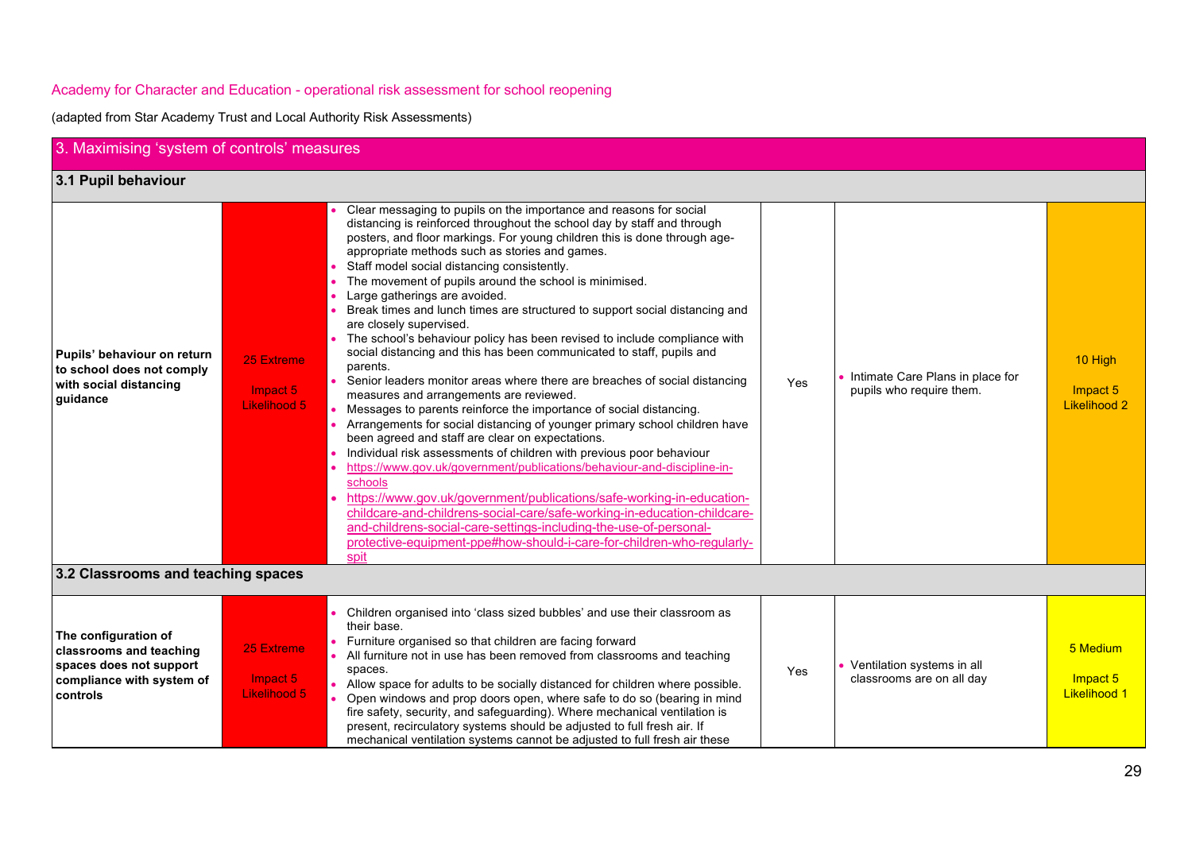Academy for Character and Education - operational risk assessment for school reopening

(adapted from Star Academy Trust and Local Authority Risk Assessments)

## 3. Maximising 'system of controls' measures

### 3.1 Pupil behaviour

| | | | | | |
|---|---|---|---|---|---|
| **Pupils' behaviour on return to school does not comply with social distancing guidance** | 25 Extreme<br><br>Impact 5<br>Likelihood 5 | • Clear messaging to pupils on the importance and reasons for social distancing is reinforced throughout the school day by staff and through posters, and floor markings. For young children this is done through age-appropriate methods such as stories and games.<br>• Staff model social distancing consistently.<br>• The movement of pupils around the school is minimised.<br>• Large gatherings are avoided.<br>• Break times and lunch times are structured to support social distancing and are closely supervised.<br>• The school's behaviour policy has been revised to include compliance with social distancing and this has been communicated to staff, pupils and parents.<br>• Senior leaders monitor areas where there are breaches of social distancing measures and arrangements are reviewed.<br>• Messages to parents reinforce the importance of social distancing.<br>• Arrangements for social distancing of younger primary school children have been agreed and staff are clear on expectations.<br>• Individual risk assessments of children with previous poor behaviour<br>• https://www.gov.uk/government/publications/behaviour-and-discipline-in-schools<br>• https://www.gov.uk/government/publications/safe-working-in-education-childcare-and-childrens-social-care/safe-working-in-education-childcare-and-childrens-social-care-settings-including-the-use-of-personal-protective-equipment-ppe#how-should-i-care-for-children-who-regularly-spit | Yes | • Intimate Care Plans in place for pupils who require them. | 10 High<br><br>Impact 5<br>Likelihood 2 |

### 3.2 Classrooms and teaching spaces

| | | | | | |
|---|---|---|---|---|---|
| **The configuration of classrooms and teaching spaces does not support compliance with system of controls** | 25 Extreme<br><br>Impact 5<br>Likelihood 5 | • Children organised into 'class sized bubbles' and use their classroom as their base.<br>• Furniture organised so that children are facing forward<br>• All furniture not in use has been removed from classrooms and teaching spaces.<br>• Allow space for adults to be socially distanced for children where possible.<br>• Open windows and prop doors open, where safe to do so (bearing in mind fire safety, security, and safeguarding). Where mechanical ventilation is present, recirculatory systems should be adjusted to full fresh air. If mechanical ventilation systems cannot be adjusted to full fresh air these | Yes | • Ventilation systems in all classrooms are on all day | 5 Medium<br><br>Impact 5<br>Likelihood 1 |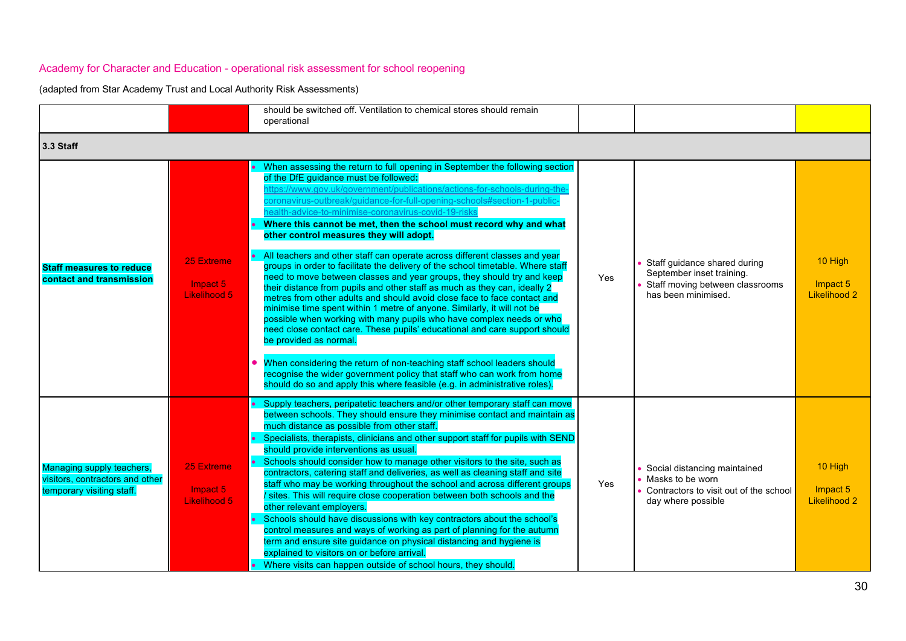Academy for Character and Education - operational risk assessment for school reopening

(adapted from Star Academy Trust and Local Authority Risk Assessments)

| | | | | | |
|---|---|---|---|---|---|
| | | should be switched off. Ventilation to chemical stores should remain operational | | | |
| **3.3 Staff** | | | | | |
| **Staff measures to reduce contact and transmission** | 25 Extreme<br><br>Impact 5<br>Likelihood 5 | • When assessing the return to full opening in September the following section of the DfE guidance must be followed: https://www.gov.uk/government/publications/actions-for-schools-during-the-coronavirus-outbreak/guidance-for-full-opening-schools#section-1-public-health-advice-to-minimise-coronavirus-covid-19-risks<br>• **Where this cannot be met, then the school must record why and what other control measures they will adopt.**<br><br>• All teachers and other staff can operate across different classes and year groups in order to facilitate the delivery of the school timetable. Where staff need to move between classes and year groups, they should try and keep their distance from pupils and other staff as much as they can, ideally 2 metres from other adults and should avoid close face to face contact and minimise time spent within 1 metre of anyone. Similarly, it will not be possible when working with many pupils who have complex needs or who need close contact care. These pupils' educational and care support should be provided as normal.<br><br>• When considering the return of non-teaching staff school leaders should recognise the wider government policy that staff who can work from home should do so and apply this where feasible (e.g. in administrative roles). | Yes | • Staff guidance shared during September inset training.<br>• Staff moving between classrooms has been minimised. | 10 High<br><br>Impact 5<br>Likelihood 2 |
| Managing supply teachers, visitors, contractors and other temporary visiting staff. | 25 Extreme<br><br>Impact 5<br>Likelihood 5 | • Supply teachers, peripatetic teachers and/or other temporary staff can move between schools. They should ensure they minimise contact and maintain as much distance as possible from other staff.<br>• Specialists, therapists, clinicians and other support staff for pupils with SEND should provide interventions as usual.<br>• Schools should consider how to manage other visitors to the site, such as contractors, catering staff and deliveries, as well as cleaning staff and site staff who may be working throughout the school and across different groups / sites. This will require close cooperation between both schools and the other relevant employers.<br>• Schools should have discussions with key contractors about the school's control measures and ways of working as part of planning for the autumn term and ensure site guidance on physical distancing and hygiene is explained to visitors on or before arrival.<br>• Where visits can happen outside of school hours, they should. | Yes | • Social distancing maintained<br>• Masks to be worn<br>• Contractors to visit out of the school day where possible | 10 High<br><br>Impact 5<br>Likelihood 2 |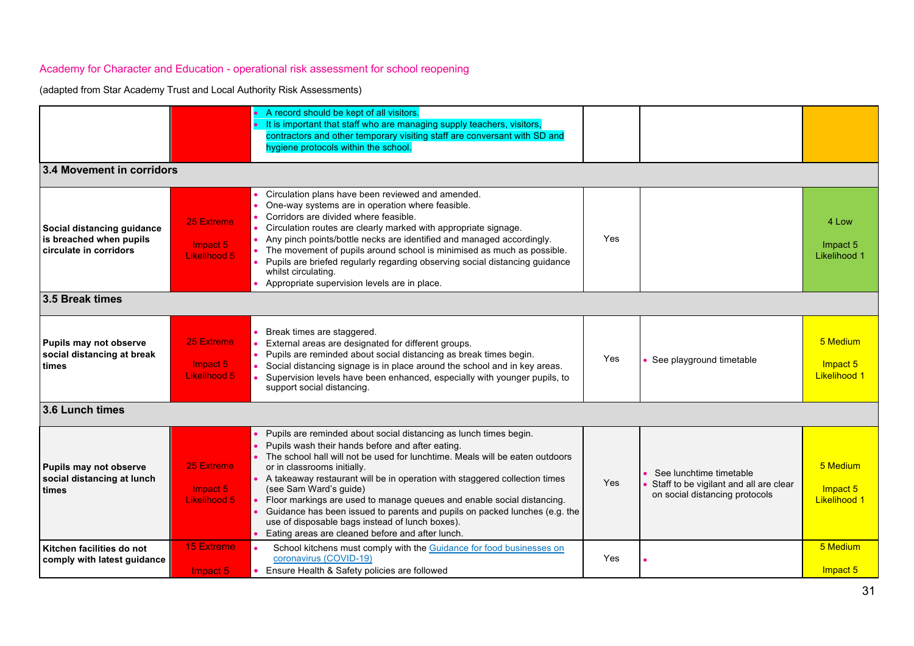Academy for Character and Education - operational risk assessment for school reopening

(adapted from Star Academy Trust and Local Authority Risk Assessments)

| | | | | | |
|---|---|---|---|---|---|
| | | • A record should be kept of all visitors.<br>• It is important that staff who are managing supply teachers, visitors, contractors and other temporary visiting staff are conversant with SD and hygiene protocols within the school. | | | |
| **3.4 Movement in corridors** | | | | | |
| **Social distancing guidance is breached when pupils circulate in corridors** | 25 Extreme<br><br>Impact 5<br>Likelihood 5 | • Circulation plans have been reviewed and amended.<br>• One-way systems are in operation where feasible.<br>• Corridors are divided where feasible.<br>• Circulation routes are clearly marked with appropriate signage.<br>• Any pinch points/bottle necks are identified and managed accordingly.<br>• The movement of pupils around school is minimised as much as possible.<br>• Pupils are briefed regularly regarding observing social distancing guidance whilst circulating.<br>• Appropriate supervision levels are in place. | Yes | | 4 Low<br><br>Impact 5<br>Likelihood 1 |
| **3.5 Break times** | | | | | |
| **Pupils may not observe social distancing at break times** | 25 Extreme<br><br>Impact 5<br>Likelihood 5 | • Break times are staggered.<br>• External areas are designated for different groups.<br>• Pupils are reminded about social distancing as break times begin.<br>• Social distancing signage is in place around the school and in key areas.<br>• Supervision levels have been enhanced, especially with younger pupils, to support social distancing. | Yes | • See playground timetable | 5 Medium<br><br>Impact 5<br>Likelihood 1 |
| **3.6 Lunch times** | | | | | |
| **Pupils may not observe social distancing at lunch times** | 25 Extreme<br><br>Impact 5<br>Likelihood 5 | • Pupils are reminded about social distancing as lunch times begin.<br>• Pupils wash their hands before and after eating.<br>• The school hall will not be used for lunchtime. Meals will be eaten outdoors or in classrooms initially.<br>• A takeaway restaurant will be in operation with staggered collection times (see Sam Ward's guide)<br>• Floor markings are used to manage queues and enable social distancing.<br>• Guidance has been issued to parents and pupils on packed lunches (e.g. the use of disposable bags instead of lunch boxes).<br>• Eating areas are cleaned before and after lunch. | Yes | • See lunchtime timetable<br>• Staff to be vigilant and all are clear on social distancing protocols | 5 Medium<br><br>Impact 5<br>Likelihood 1 |
| **Kitchen facilities do not comply with latest guidance** | 15 Extreme<br><br>Impact 5 | • School kitchens must comply with the [Guidance for food businesses on coronavirus (COVID-19)]<br>• Ensure Health & Safety policies are followed | Yes | • | 5 Medium<br><br>Impact 5 |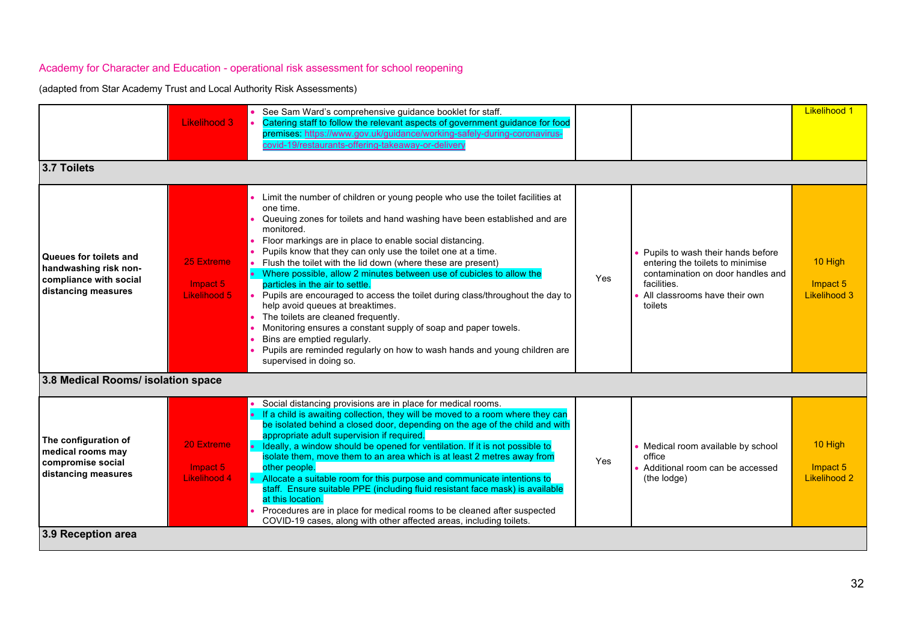Academy for Character and Education - operational risk assessment for school reopening

(adapted from Star Academy Trust and Local Authority Risk Assessments)

| | | | | | |
|---|---|---|---|---|---|
| | Likelihood 3 | • See Sam Ward's comprehensive guidance booklet for staff.<br>• Catering staff to follow the relevant aspects of government guidance for food premises: https://www.gov.uk/guidance/working-safely-during-coronavirus-covid-19/restaurants-offering-takeaway-or-delivery | | | Likelihood 1 |
| **3.7 Toilets** | | | | | |
| **Queues for toilets and handwashing risk non-compliance with social distancing measures** | 25 Extreme<br><br>Impact 5<br>Likelihood 5 | • Limit the number of children or young people who use the toilet facilities at one time.<br>• Queuing zones for toilets and hand washing have been established and are monitored.<br>• Floor markings are in place to enable social distancing.<br>• Pupils know that they can only use the toilet one at a time.<br>• Flush the toilet with the lid down (where these are present)<br>• Where possible, allow 2 minutes between use of cubicles to allow the particles in the air to settle.<br>• Pupils are encouraged to access the toilet during class/throughout the day to help avoid queues at breaktimes.<br>• The toilets are cleaned frequently.<br>• Monitoring ensures a constant supply of soap and paper towels.<br>• Bins are emptied regularly.<br>• Pupils are reminded regularly on how to wash hands and young children are supervised in doing so. | Yes | • Pupils to wash their hands before entering the toilets to minimise contamination on door handles and facilities.<br>• All classrooms have their own toilets | 10 High<br><br>Impact 5<br>Likelihood 3 |
| **3.8 Medical Rooms/ isolation space** | | | | | |
| **The configuration of medical rooms may compromise social distancing measures** | 20 Extreme<br><br>Impact 5<br>Likelihood 4 | • Social distancing provisions are in place for medical rooms.<br>• If a child is awaiting collection, they will be moved to a room where they can be isolated behind a closed door, depending on the age of the child and with appropriate adult supervision if required.<br>• Ideally, a window should be opened for ventilation. If it is not possible to isolate them, move them to an area which is at least 2 metres away from other people.<br>• Allocate a suitable room for this purpose and communicate intentions to staff. Ensure suitable PPE (including fluid resistant face mask) is available at this location.<br>• Procedures are in place for medical rooms to be cleaned after suspected COVID-19 cases, along with other affected areas, including toilets. | Yes | • Medical room available by school office<br>• Additional room can be accessed (the lodge) | 10 High<br><br>Impact 5<br>Likelihood 2 |
| **3.9 Reception area** | | | | | |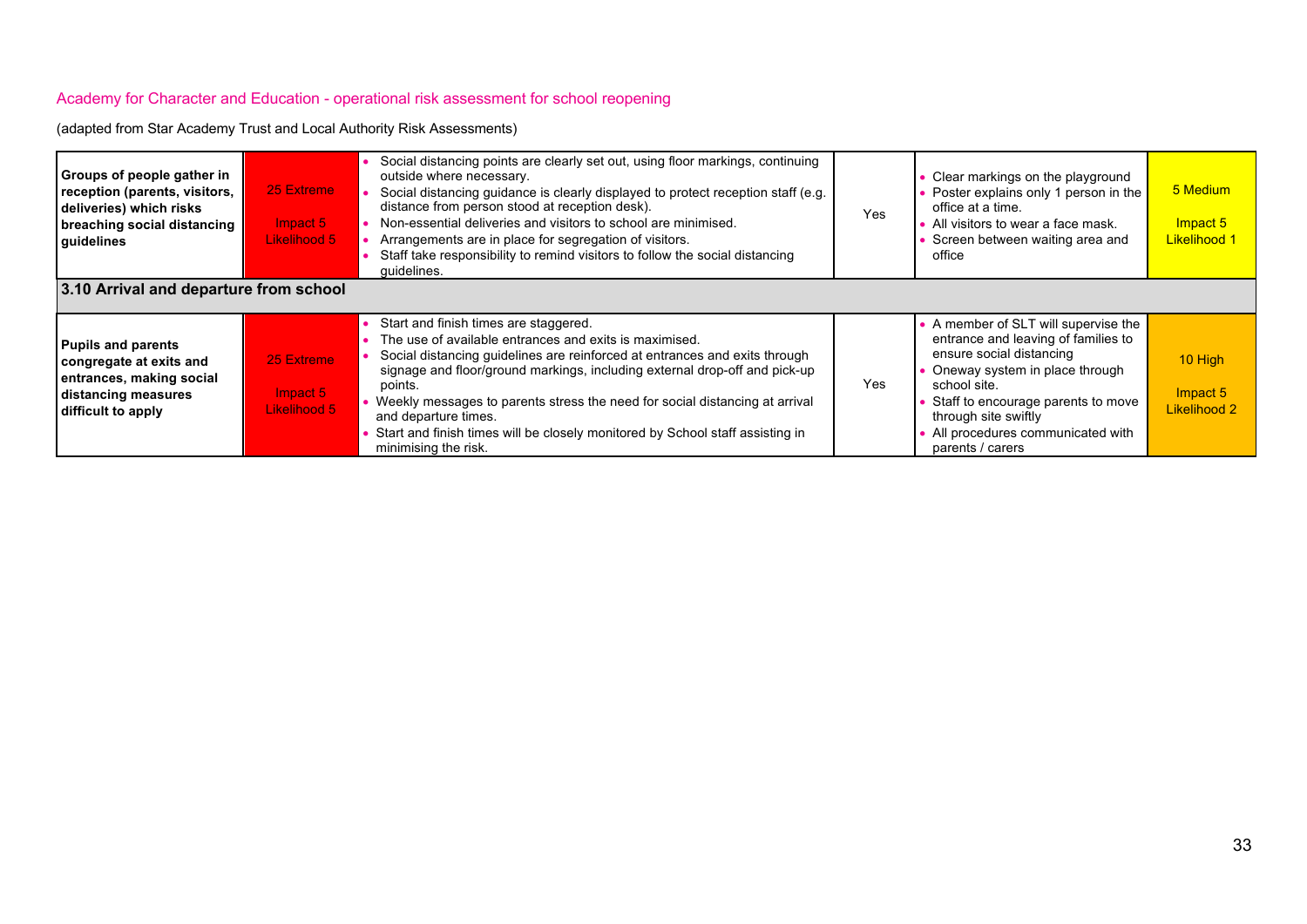Academy for Character and Education - operational risk assessment for school reopening

(adapted from Star Academy Trust and Local Authority Risk Assessments)

| | | | | | |
|---|---|---|---|---|---|
| **Groups of people gather in reception (parents, visitors, deliveries) which risks breaching social distancing guidelines** | 25 Extreme<br><br>Impact 5<br>Likelihood 5 | • Social distancing points are clearly set out, using floor markings, continuing outside where necessary.<br>• Social distancing guidance is clearly displayed to protect reception staff (e.g. distance from person stood at reception desk).<br>• Non-essential deliveries and visitors to school are minimised.<br>• Arrangements are in place for segregation of visitors.<br>• Staff take responsibility to remind visitors to follow the social distancing guidelines. | Yes | • Clear markings on the playground<br>• Poster explains only 1 person in the office at a time.<br>• All visitors to wear a face mask.<br>• Screen between waiting area and office | 5 Medium<br><br>Impact 5<br>Likelihood 1 |
| **3.10 Arrival and departure from school** | | | | | |
| **Pupils and parents congregate at exits and entrances, making social distancing measures difficult to apply** | 25 Extreme<br><br>Impact 5<br>Likelihood 5 | • Start and finish times are staggered.<br>• The use of available entrances and exits is maximised.<br>• Social distancing guidelines are reinforced at entrances and exits through signage and floor/ground markings, including external drop-off and pick-up points.<br>• Weekly messages to parents stress the need for social distancing at arrival and departure times.<br>• Start and finish times will be closely monitored by School staff assisting in minimising the risk. | Yes | • A member of SLT will supervise the entrance and leaving of families to ensure social distancing<br>• Oneway system in place through school site.<br>• Staff to encourage parents to move through site swiftly<br>• All procedures communicated with parents / carers | 10 High<br><br>Impact 5<br>Likelihood 2 |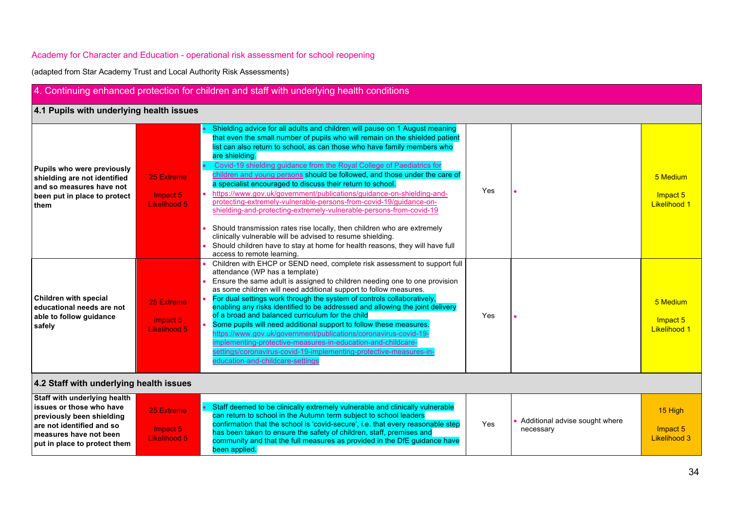Academy for Character and Education - operational risk assessment for school reopening

(adapted from Star Academy Trust and Local Authority Risk Assessments)

## 4. Continuing enhanced protection for children and staff with underlying health conditions

### 4.1 Pupils with underlying health issues

| | | | | | |
|---|---|---|---|---|---|
| **Pupils who were previously shielding are not identified and so measures have not been put in place to protect them** | 25 Extreme<br><br>Impact 5<br>Likelihood 5 | • Shielding advice for all adults and children will pause on 1 August meaning that even the small number of pupils who will remain on the shielded patient list can also return to school, as can those who have family members who are shielding.<br>• Covid-19 shielding guidance from the Royal College of Paediatrics for children and young persons should be followed, and those under the care of a specialist encouraged to discuss their return to school.<br>• https://www.gov.uk/government/publications/guidance-on-shielding-and-protecting-extremely-vulnerable-persons-from-covid-19/guidance-on-shielding-and-protecting-extremely-vulnerable-persons-from-covid-19<br><br>• Should transmission rates rise locally, then children who are extremely clinically vulnerable will be advised to resume shielding.<br>• Should children have to stay at home for health reasons, they will have full access to remote learning. | Yes | • | 5 Medium<br><br>Impact 5<br>Likelihood 1 |
| **Children with special educational needs are not able to follow guidance safely** | 25 Extreme<br><br>Impact 5<br>Likelihood 5 | • Children with EHCP or SEND need, complete risk assessment to support full attendance (WP has a template)<br>• Ensure the same adult is assigned to children needing one to one provision as some children will need additional support to follow measures.<br>• For dual settings work through the system of controls collaboratively, enabling any risks identified to be addressed and allowing the joint delivery of a broad and balanced curriculum for the child<br>• Some pupils will need additional support to follow these measures. https://www.gov.uk/government/publications/coronavirus-covid-19-implementing-protective-measures-in-education-and-childcare-settings/coronavirus-covid-19-implementing-protective-measures-in-education-and-childcare-settings | Yes | • | 5 Medium<br><br>Impact 5<br>Likelihood 1 |

### 4.2 Staff with underlying health issues

| | | | | | |
|---|---|---|---|---|---|
| **Staff with underlying health issues or those who have previously been shielding are not identified and so measures have not been put in place to protect them** | 25 Extreme<br><br>Impact 5<br>Likelihood 5 | • Staff deemed to be clinically extremely vulnerable and clinically vulnerable can return to school in the Autumn term subject to school leaders confirmation that the school is 'covid-secure', i.e. that every reasonable step has been taken to ensure the safety of children, staff, premises and community and that the full measures as provided in the DfE guidance have been applied. | Yes | • Additional advise sought where necessary | 15 High<br><br>Impact 5<br>Likelihood 3 |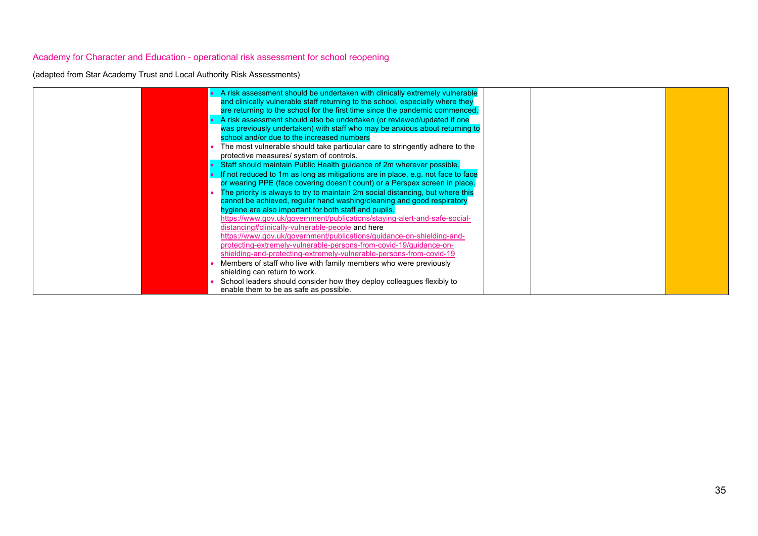Academy for Character and Education - operational risk assessment for school reopening

(adapted from Star Academy Trust and Local Authority Risk Assessments)

| | | | | | |
|---|---|---|---|---|---|
| | | • A risk assessment should be undertaken with clinically extremely vulnerable and clinically vulnerable staff returning to the school, especially where they are returning to the school for the first time since the pandemic commenced.<br>• A risk assessment should also be undertaken (or reviewed/updated if one was previously undertaken) with staff who may be anxious about returning to school and/or due to the increased numbers<br>• The most vulnerable should take particular care to stringently adhere to the protective measures/ system of controls.<br>• Staff should maintain Public Health guidance of 2m wherever possible.<br>• If not reduced to 1m as long as mitigations are in place, e.g. not face to face or wearing PPE (face covering doesn't count) or a Perspex screen in place.<br>• The priority is always to try to maintain 2m social distancing, but where this cannot be achieved, regular hand washing/cleaning and good respiratory hygiene are also important for both staff and pupils. https://www.gov.uk/government/publications/staying-alert-and-safe-social-distancing#clinically-vulnerable-people and here https://www.gov.uk/government/publications/guidance-on-shielding-and-protecting-extremely-vulnerable-persons-from-covid-19/guidance-on-shielding-and-protecting-extremely-vulnerable-persons-from-covid-19<br>• Members of staff who live with family members who were previously shielding can return to work.<br>• School leaders should consider how they deploy colleagues flexibly to enable them to be as safe as possible. | | | |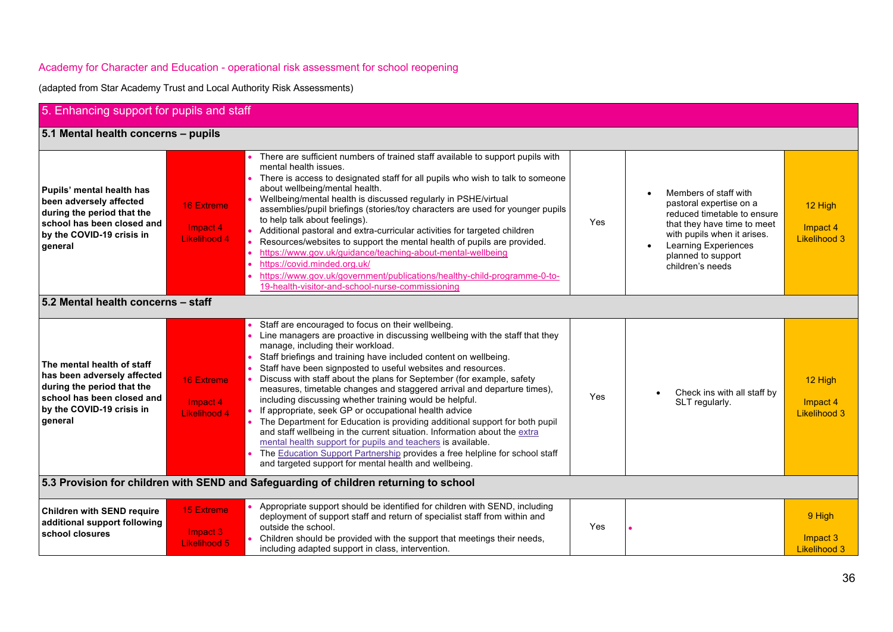Academy for Character and Education - operational risk assessment for school reopening

(adapted from Star Academy Trust and Local Authority Risk Assessments)

| 5. Enhancing support for pupils and staff | | | | | |
|---|---|---|---|---|---|
| **5.1 Mental health concerns – pupils** | | | | | |
| **Pupils' mental health has been adversely affected during the period that the school has been closed and by the COVID-19 crisis in general** | 16 Extreme<br><br>Impact 4<br>Likelihood 4 | • There are sufficient numbers of trained staff available to support pupils with mental health issues.<br>• There is access to designated staff for all pupils who wish to talk to someone about wellbeing/mental health.<br>• Wellbeing/mental health is discussed regularly in PSHE/virtual assemblies/pupil briefings (stories/toy characters are used for younger pupils to help talk about feelings).<br>• Additional pastoral and extra-curricular activities for targeted children<br>• Resources/websites to support the mental health of pupils are provided.<br>• https://www.gov.uk/guidance/teaching-about-mental-wellbeing<br>• https://covid.minded.org.uk/<br>• https://www.gov.uk/government/publications/healthy-child-programme-0-to-19-health-visitor-and-school-nurse-commissioning | Yes | • Members of staff with pastoral expertise on a reduced timetable to ensure that they have time to meet with pupils when it arises.<br>• Learning Experiences planned to support children's needs | 12 High<br><br>Impact 4<br>Likelihood 3 |
| **5.2 Mental health concerns – staff** | | | | | |
| **The mental health of staff has been adversely affected during the period that the school has been closed and by the COVID-19 crisis in general** | 16 Extreme<br><br>Impact 4<br>Likelihood 4 | • Staff are encouraged to focus on their wellbeing.<br>• Line managers are proactive in discussing wellbeing with the staff that they manage, including their workload.<br>• Staff briefings and training have included content on wellbeing.<br>• Staff have been signposted to useful websites and resources.<br>• Discuss with staff about the plans for September (for example, safety measures, timetable changes and staggered arrival and departure times), including discussing whether training would be helpful.<br>• If appropriate, seek GP or occupational health advice<br>• The Department for Education is providing additional support for both pupil and staff wellbeing in the current situation. Information about the extra mental health support for pupils and teachers is available.<br>• The Education Support Partnership provides a free helpline for school staff and targeted support for mental health and wellbeing. | Yes | • Check ins with all staff by SLT regularly. | 12 High<br><br>Impact 4<br>Likelihood 3 |
| **5.3 Provision for children with SEND and Safeguarding of children returning to school** | | | | | |
| **Children with SEND require additional support following school closures** | 15 Extreme<br><br>Impact 3<br>Likelihood 5 | • Appropriate support should be identified for children with SEND, including deployment of support staff and return of specialist staff from within and outside the school.<br>• Children should be provided with the support that meetings their needs, including adapted support in class, intervention. | Yes | • | 9 High<br><br>Impact 3<br>Likelihood 3 |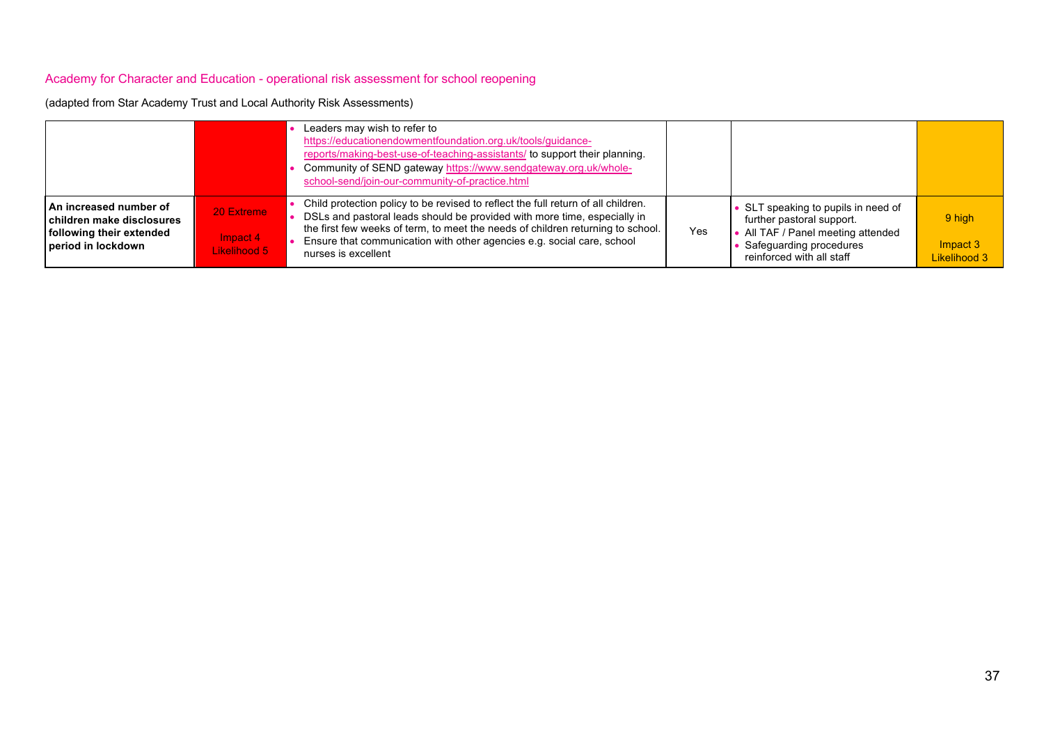Academy for Character and Education - operational risk assessment for school reopening

(adapted from Star Academy Trust and Local Authority Risk Assessments)

| | | | | | |
|---|---|---|---|---|---|
| | | • Leaders may wish to refer to https://educationendowmentfoundation.org.uk/tools/guidance-reports/making-best-use-of-teaching-assistants/ to support their planning.<br>• Community of SEND gateway https://www.sendgateway.org.uk/whole-school-send/join-our-community-of-practice.html | | | |
| **An increased number of children make disclosures following their extended period in lockdown** | 20 Extreme<br><br>Impact 4<br>Likelihood 5 | • Child protection policy to be revised to reflect the full return of all children.<br>• DSLs and pastoral leads should be provided with more time, especially in the first few weeks of term, to meet the needs of children returning to school.<br>• Ensure that communication with other agencies e.g. social care, school nurses is excellent | Yes | • SLT speaking to pupils in need of further pastoral support.<br>• All TAF / Panel meeting attended<br>• Safeguarding procedures reinforced with all staff | 9 high<br><br>Impact 3<br>Likelihood 3 |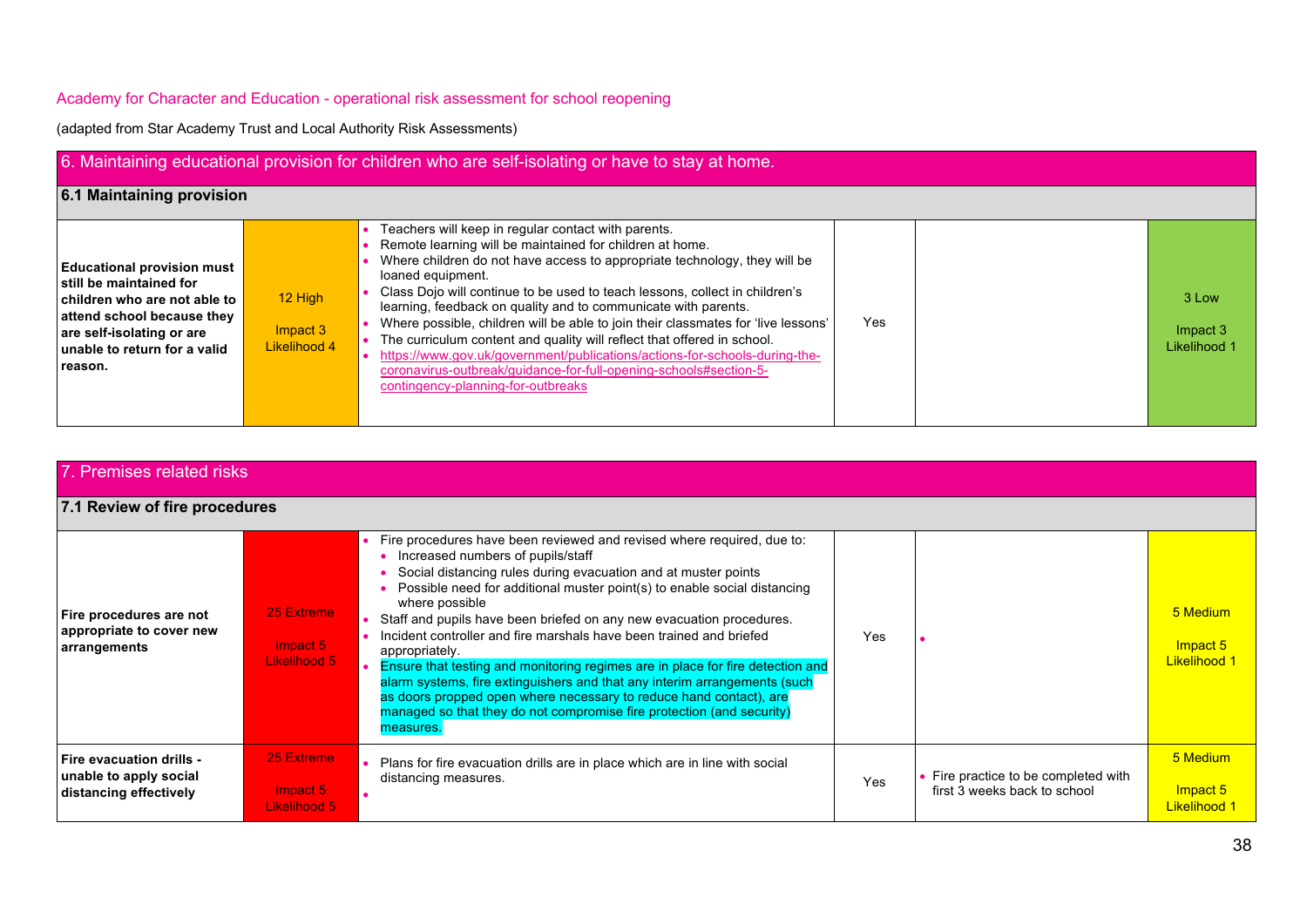Academy for Character and Education - operational risk assessment for school reopening

(adapted from Star Academy Trust and Local Authority Risk Assessments)

## 6. Maintaining educational provision for children who are self-isolating or have to stay at home.

### 6.1 Maintaining provision

| | | | | | |
|---|---|---|---|---|---|
| **Educational provision must still be maintained for children who are not able to attend school because they are self-isolating or are unable to return for a valid reason.** | 12 High<br><br>Impact 3<br>Likelihood 4 | • Teachers will keep in regular contact with parents.<br>• Remote learning will be maintained for children at home.<br>• Where children do not have access to appropriate technology, they will be loaned equipment.<br>• Class Dojo will continue to be used to teach lessons, collect in children's learning, feedback on quality and to communicate with parents.<br>• Where possible, children will be able to join their classmates for 'live lessons'<br>• The curriculum content and quality will reflect that offered in school.<br>• https://www.gov.uk/government/publications/actions-for-schools-during-the-coronavirus-outbreak/guidance-for-full-opening-schools#section-5-contingency-planning-for-outbreaks | Yes | | 3 Low<br><br>Impact 3<br>Likelihood 1 |

## 7. Premises related risks

### 7.1 Review of fire procedures

| | | | | | |
|---|---|---|---|---|---|
| **Fire procedures are not appropriate to cover new arrangements** | 25 Extreme<br><br>Impact 5<br>Likelihood 5 | • Fire procedures have been reviewed and revised where required, due to:<br>  • Increased numbers of pupils/staff<br>  • Social distancing rules during evacuation and at muster points<br>  • Possible need for additional muster point(s) to enable social distancing where possible<br>• Staff and pupils have been briefed on any new evacuation procedures.<br>• Incident controller and fire marshals have been trained and briefed appropriately.<br>• Ensure that testing and monitoring regimes are in place for fire detection and alarm systems, fire extinguishers and that any interim arrangements (such as doors propped open where necessary to reduce hand contact), are managed so that they do not compromise fire protection (and security) measures. | Yes | • | 5 Medium<br><br>Impact 5<br>Likelihood 1 |
| **Fire evacuation drills - unable to apply social distancing effectively** | 25 Extreme<br><br>Impact 5<br>Likelihood 5 | • Plans for fire evacuation drills are in place which are in line with social distancing measures.<br>• | Yes | • Fire practice to be completed with first 3 weeks back to school | 5 Medium<br><br>Impact 5<br>Likelihood 1 |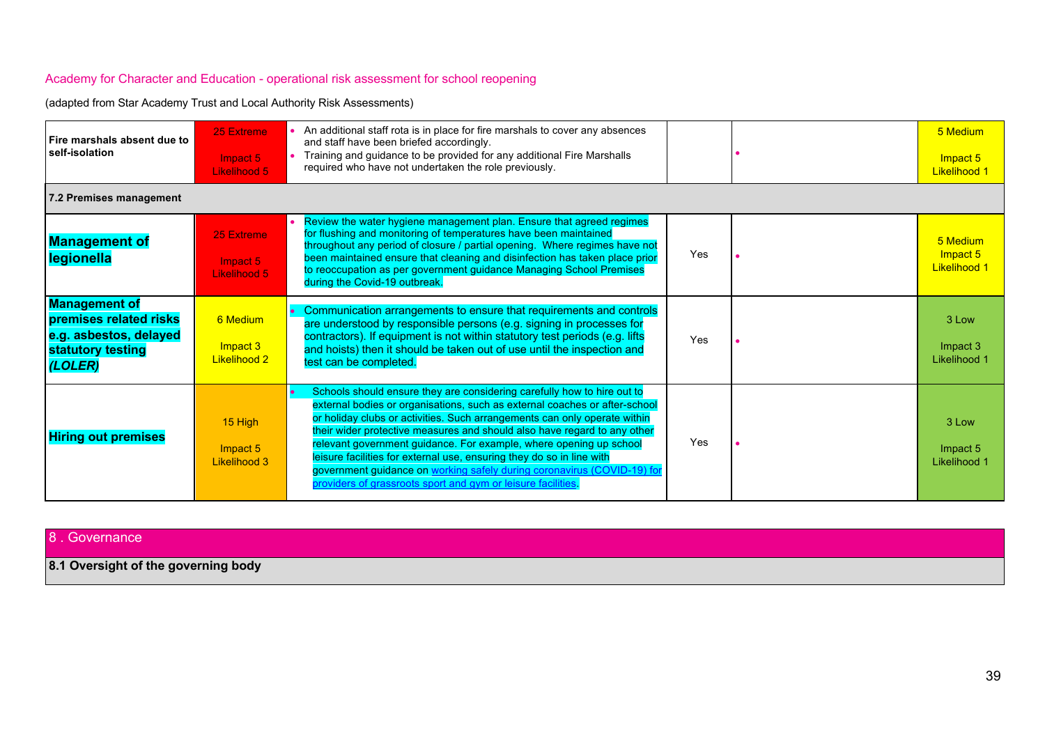Academy for Character and Education - operational risk assessment for school reopening

(adapted from Star Academy Trust and Local Authority Risk Assessments)

| | | | | | |
|---|---|---|---|---|---|
| **Fire marshals absent due to self-isolation** | 25 Extreme<br><br>Impact 5<br>Likelihood 5 | • An additional staff rota is in place for fire marshals to cover any absences and staff have been briefed accordingly.<br>• Training and guidance to be provided for any additional Fire Marshalls required who have not undertaken the role previously. | | • | 5 Medium<br><br>Impact 5<br>Likelihood 1 |
| **7.2 Premises management** | | | | | |
| **Management of legionella** | 25 Extreme<br><br>Impact 5<br>Likelihood 5 | • Review the water hygiene management plan. Ensure that agreed regimes for flushing and monitoring of temperatures have been maintained throughout any period of closure / partial opening. Where regimes have not been maintained ensure that cleaning and disinfection has taken place prior to reoccupation as per government guidance Managing School Premises during the Covid-19 outbreak. | Yes | • | 5 Medium<br>Impact 5<br>Likelihood 1 |
| **Management of premises related risks e.g. asbestos, delayed statutory testing *(LOLER)*** | 6 Medium<br><br>Impact 3<br>Likelihood 2 | • Communication arrangements to ensure that requirements and controls are understood by responsible persons (e.g. signing in processes for contractors). If equipment is not within statutory test periods (e.g. lifts and hoists) then it should be taken out of use until the inspection and test can be completed. | Yes | • | 3 Low<br><br>Impact 3<br>Likelihood 1 |
| **Hiring out premises** | 15 High<br><br>Impact 5<br>Likelihood 3 | • Schools should ensure they are considering carefully how to hire out to external bodies or organisations, such as external coaches or after-school or holiday clubs or activities. Such arrangements can only operate within their wider protective measures and should also have regard to any other relevant government guidance. For example, where opening up school leisure facilities for external use, ensuring they do so in line with government guidance on [working safely during coronavirus (COVID-19) for providers of grassroots sport and gym or leisure facilities](). | Yes | • | 3 Low<br><br>Impact 5<br>Likelihood 1 |

## 8 . Governance

**8.1 Oversight of the governing body**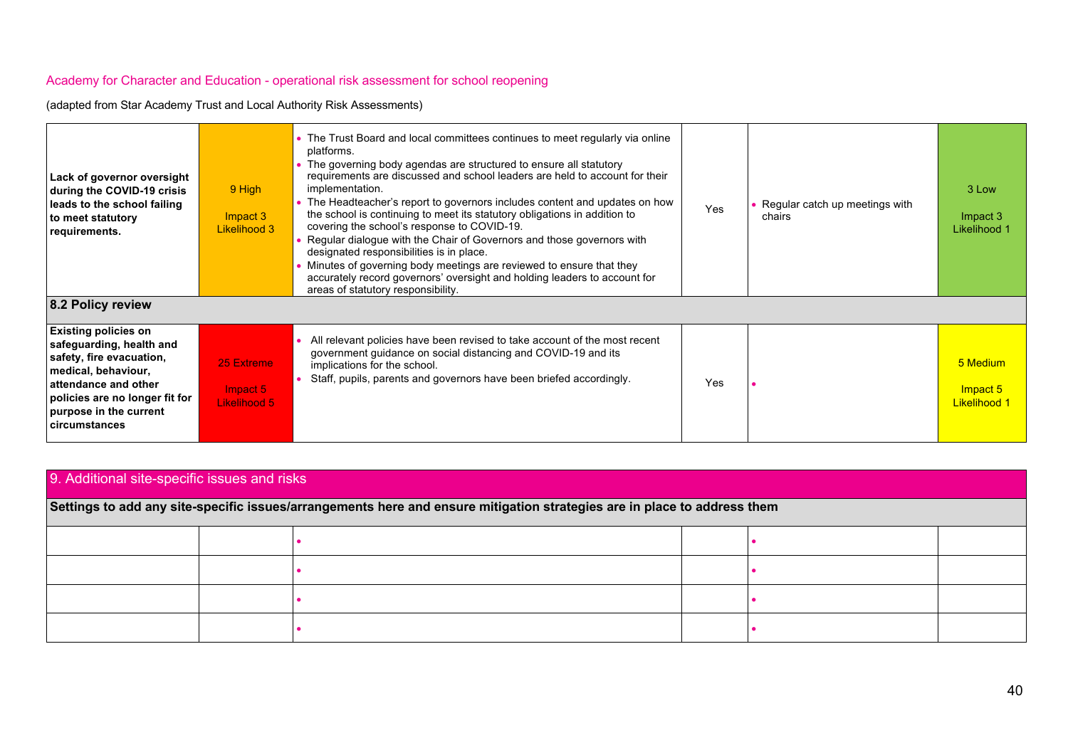Academy for Character and Education - operational risk assessment for school reopening

(adapted from Star Academy Trust and Local Authority Risk Assessments)

| | | | | | |
|---|---|---|---|---|---|
| **Lack of governor oversight during the COVID-19 crisis leads to the school failing to meet statutory requirements.** | 9 High<br><br>Impact 3<br>Likelihood 3 | • The Trust Board and local committees continues to meet regularly via online platforms.<br>• The governing body agendas are structured to ensure all statutory requirements are discussed and school leaders are held to account for their implementation.<br>• The Headteacher's report to governors includes content and updates on how the school is continuing to meet its statutory obligations in addition to covering the school's response to COVID-19.<br>• Regular dialogue with the Chair of Governors and those governors with designated responsibilities is in place.<br>• Minutes of governing body meetings are reviewed to ensure that they accurately record governors' oversight and holding leaders to account for areas of statutory responsibility. | Yes | • Regular catch up meetings with chairs | 3 Low<br><br>Impact 3<br>Likelihood 1 |
| **8.2 Policy review** | | | | | |
| **Existing policies on safeguarding, health and safety, fire evacuation, medical, behaviour, attendance and other policies are no longer fit for purpose in the current circumstances** | 25 Extreme<br><br>Impact 5<br>Likelihood 5 | • All relevant policies have been revised to take account of the most recent government guidance on social distancing and COVID-19 and its implications for the school.<br>• Staff, pupils, parents and governors have been briefed accordingly. | Yes | • | 5 Medium<br><br>Impact 5<br>Likelihood 1 |

## 9. Additional site-specific issues and risks

**Settings to add any site-specific issues/arrangements here and ensure mitigation strategies are in place to address them**

| | | | | | |
|---|---|---|---|---|---|
| | | • | | • | |
| | | • | | • | |
| | | • | | • | |
| | | • | | • | |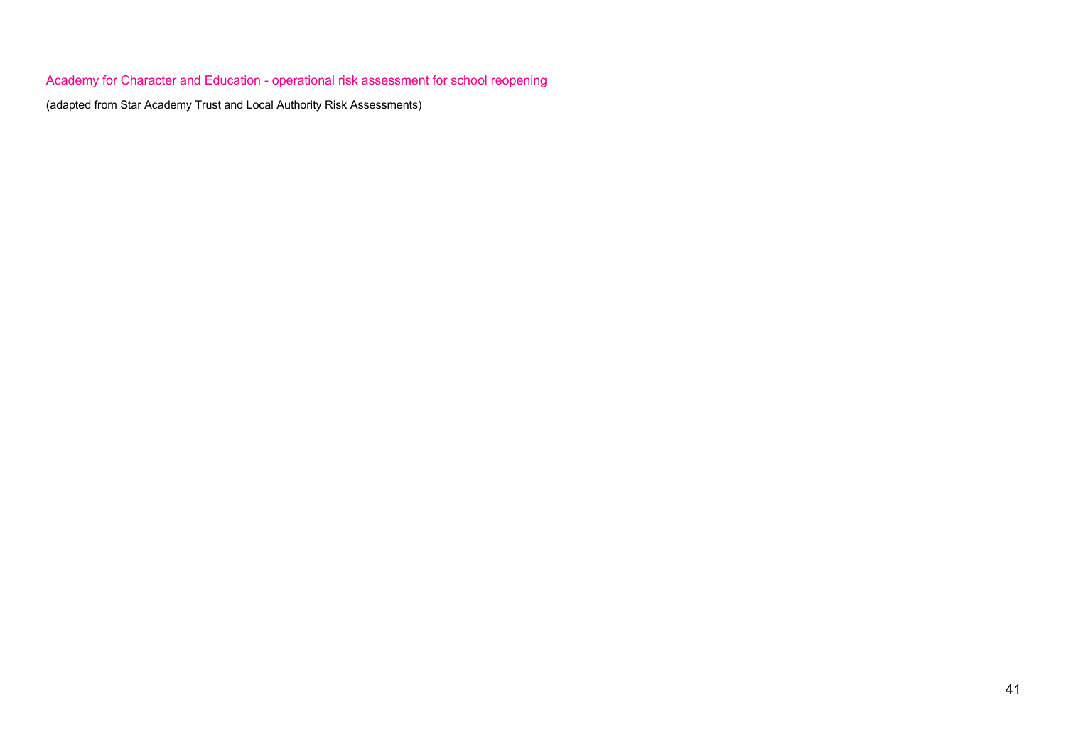## Academy for Character and Education - operational risk assessment for school reopening

(adapted from Star Academy Trust and Local Authority Risk Assessments)